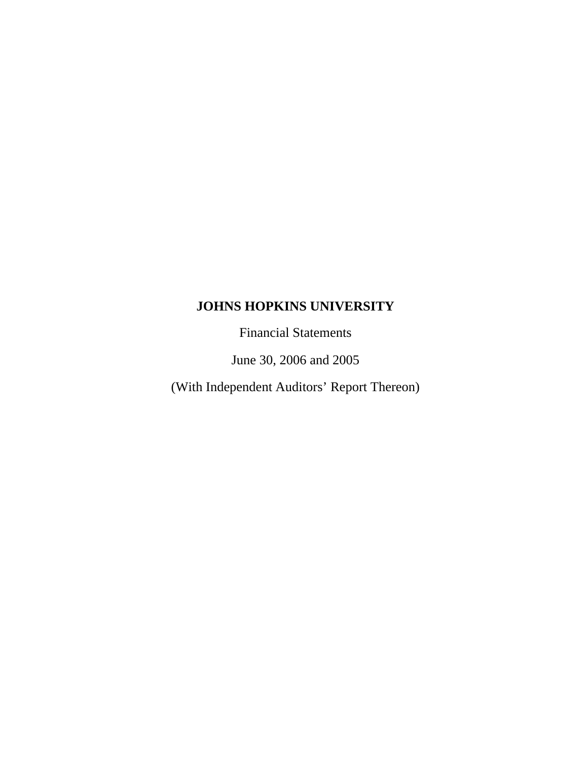# JOHNS HOPKINS UNIVERSITY

Financial Statements

June 30, 2006 and 2005

(With Independent Auditors' Report Thereon)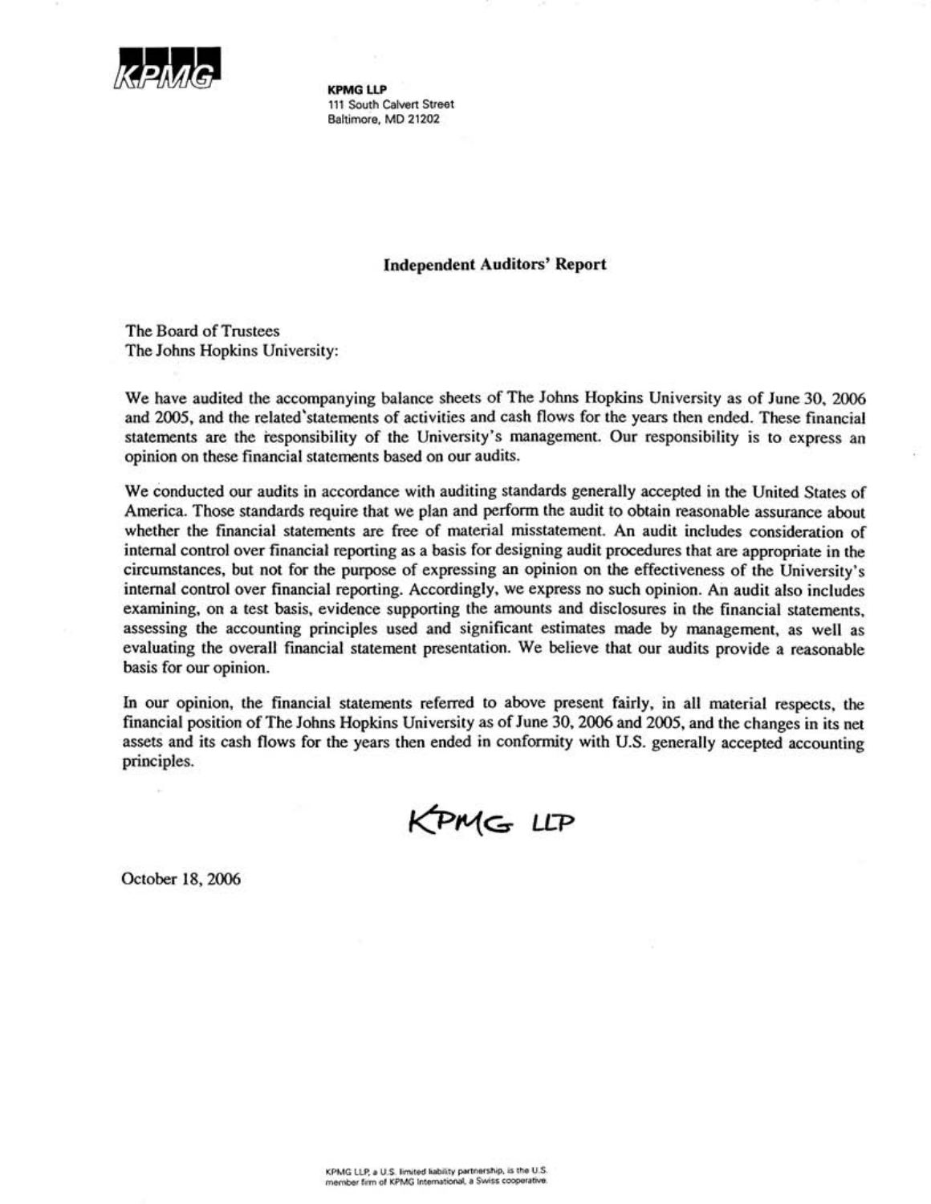KPMG

**KPMG LLP**
111 South Calvert Street
Baltimore, MD 21202

## Independent Auditors' Report

The Board of Trustees
The Johns Hopkins University:

We have audited the accompanying balance sheets of The Johns Hopkins University as of June 30, 2006 and 2005, and the related statements of activities and cash flows for the years then ended. These financial statements are the responsibility of the University's management. Our responsibility is to express an opinion on these financial statements based on our audits.

We conducted our audits in accordance with auditing standards generally accepted in the United States of America. Those standards require that we plan and perform the audit to obtain reasonable assurance about whether the financial statements are free of material misstatement. An audit includes consideration of internal control over financial reporting as a basis for designing audit procedures that are appropriate in the circumstances, but not for the purpose of expressing an opinion on the effectiveness of the University's internal control over financial reporting. Accordingly, we express no such opinion. An audit also includes examining, on a test basis, evidence supporting the amounts and disclosures in the financial statements, assessing the accounting principles used and significant estimates made by management, as well as evaluating the overall financial statement presentation. We believe that our audits provide a reasonable basis for our opinion.

In our opinion, the financial statements referred to above present fairly, in all material respects, the financial position of The Johns Hopkins University as of June 30, 2006 and 2005, and the changes in its net assets and its cash flows for the years then ended in conformity with U.S. generally accepted accounting principles.

KPMG LLP

October 18, 2006

KPMG LLP, a U.S. limited liability partnership, is the U.S. member firm of KPMG International, a Swiss cooperative.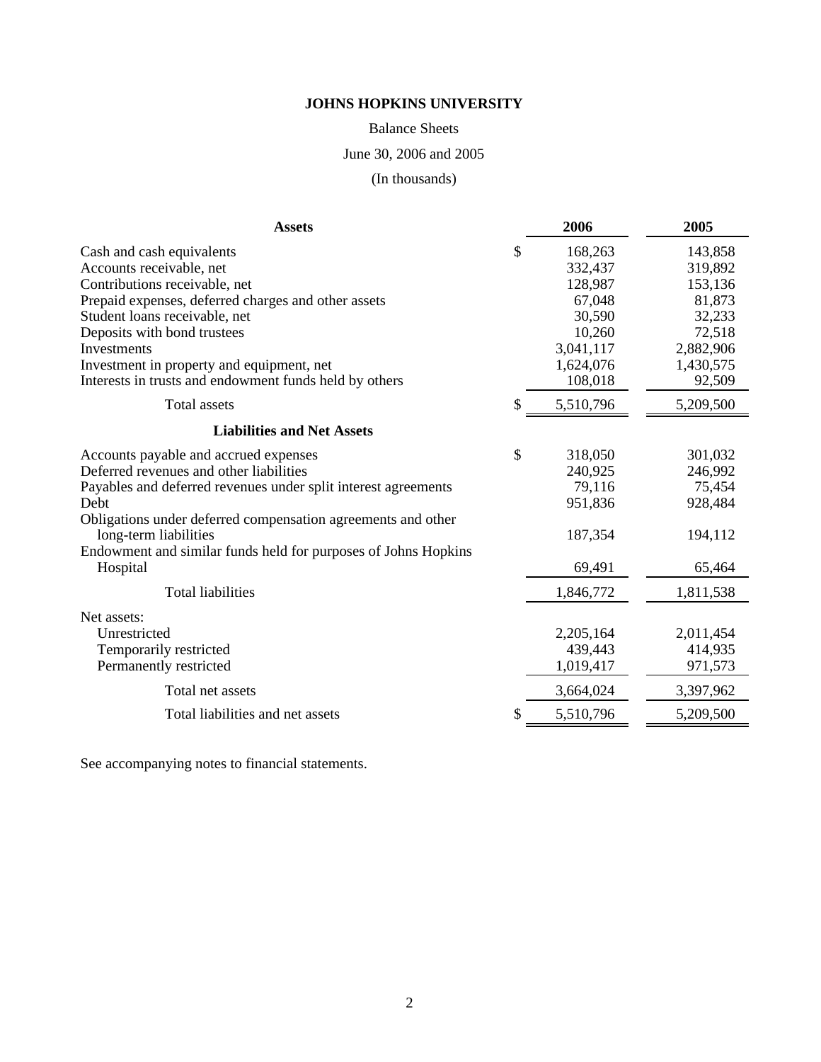**JOHNS HOPKINS UNIVERSITY**

Balance Sheets

June 30, 2006 and 2005

(In thousands)

| **Assets** | | 2006 | 2005 |
|---|---|---|---|
| Cash and cash equivalents | $ | 168,263 | 143,858 |
| Accounts receivable, net | | 332,437 | 319,892 |
| Contributions receivable, net | | 128,987 | 153,136 |
| Prepaid expenses, deferred charges and other assets | | 67,048 | 81,873 |
| Student loans receivable, net | | 30,590 | 32,233 |
| Deposits with bond trustees | | 10,260 | 72,518 |
| Investments | | 3,041,117 | 2,882,906 |
| Investment in property and equipment, net | | 1,624,076 | 1,430,575 |
| Interests in trusts and endowment funds held by others | | 108,018 | 92,509 |
| Total assets | $ | 5,510,796 | 5,209,500 |
| **Liabilities and Net Assets** | | | |
| Accounts payable and accrued expenses | $ | 318,050 | 301,032 |
| Deferred revenues and other liabilities | | 240,925 | 246,992 |
| Payables and deferred revenues under split interest agreements | | 79,116 | 75,454 |
| Debt | | 951,836 | 928,484 |
| Obligations under deferred compensation agreements and other long-term liabilities | | 187,354 | 194,112 |
| Endowment and similar funds held for purposes of Johns Hopkins Hospital | | 69,491 | 65,464 |
| Total liabilities | | 1,846,772 | 1,811,538 |
| Net assets: | | | |
| Unrestricted | | 2,205,164 | 2,011,454 |
| Temporarily restricted | | 439,443 | 414,935 |
| Permanently restricted | | 1,019,417 | 971,573 |
| Total net assets | | 3,664,024 | 3,397,962 |
| Total liabilities and net assets | $ | 5,510,796 | 5,209,500 |

See accompanying notes to financial statements.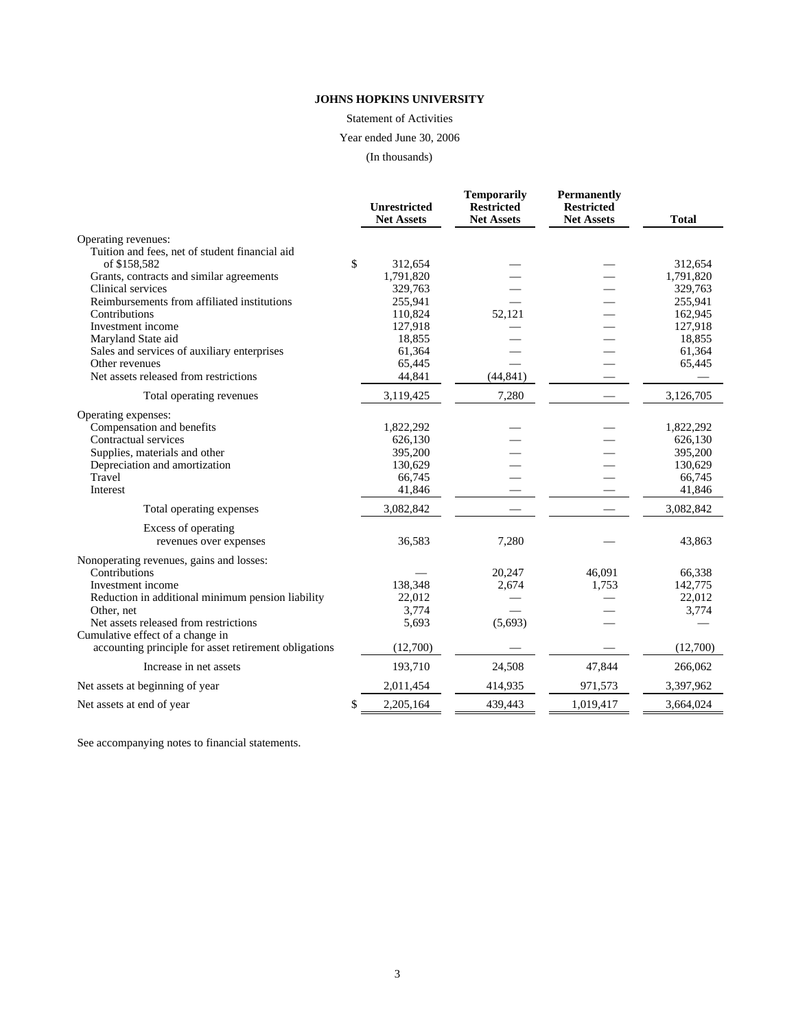**JOHNS HOPKINS UNIVERSITY**

Statement of Activities

Year ended June 30, 2006

(In thousands)

| | Unrestricted Net Assets | Temporarily Restricted Net Assets | Permanently Restricted Net Assets | Total |
|---|---|---|---|---|
| Operating revenues: | | | | |
| Tuition and fees, net of student financial aid of $158,582 | $ 312,654 | — | — | 312,654 |
| Grants, contracts and similar agreements | 1,791,820 | — | — | 1,791,820 |
| Clinical services | 329,763 | — | — | 329,763 |
| Reimbursements from affiliated institutions | 255,941 | — | — | 255,941 |
| Contributions | 110,824 | 52,121 | — | 162,945 |
| Investment income | 127,918 | — | — | 127,918 |
| Maryland State aid | 18,855 | — | — | 18,855 |
| Sales and services of auxiliary enterprises | 61,364 | — | — | 61,364 |
| Other revenues | 65,445 | — | — | 65,445 |
| Net assets released from restrictions | 44,841 | (44,841) | — | — |
| Total operating revenues | 3,119,425 | 7,280 | — | 3,126,705 |
| Operating expenses: | | | | |
| Compensation and benefits | 1,822,292 | — | — | 1,822,292 |
| Contractual services | 626,130 | — | — | 626,130 |
| Supplies, materials and other | 395,200 | — | — | 395,200 |
| Depreciation and amortization | 130,629 | — | — | 130,629 |
| Travel | 66,745 | — | — | 66,745 |
| Interest | 41,846 | — | — | 41,846 |
| Total operating expenses | 3,082,842 | — | — | 3,082,842 |
| Excess of operating revenues over expenses | 36,583 | 7,280 | — | 43,863 |
| Nonoperating revenues, gains and losses: | | | | |
| Contributions | — | 20,247 | 46,091 | 66,338 |
| Investment income | 138,348 | 2,674 | 1,753 | 142,775 |
| Reduction in additional minimum pension liability | 22,012 | — | — | 22,012 |
| Other, net | 3,774 | — | — | 3,774 |
| Net assets released from restrictions | 5,693 | (5,693) | — | — |
| Cumulative effect of a change in accounting principle for asset retirement obligations | (12,700) | — | — | (12,700) |
| Increase in net assets | 193,710 | 24,508 | 47,844 | 266,062 |
| Net assets at beginning of year | 2,011,454 | 414,935 | 971,573 | 3,397,962 |
| Net assets at end of year | $ 2,205,164 | 439,443 | 1,019,417 | 3,664,024 |

See accompanying notes to financial statements.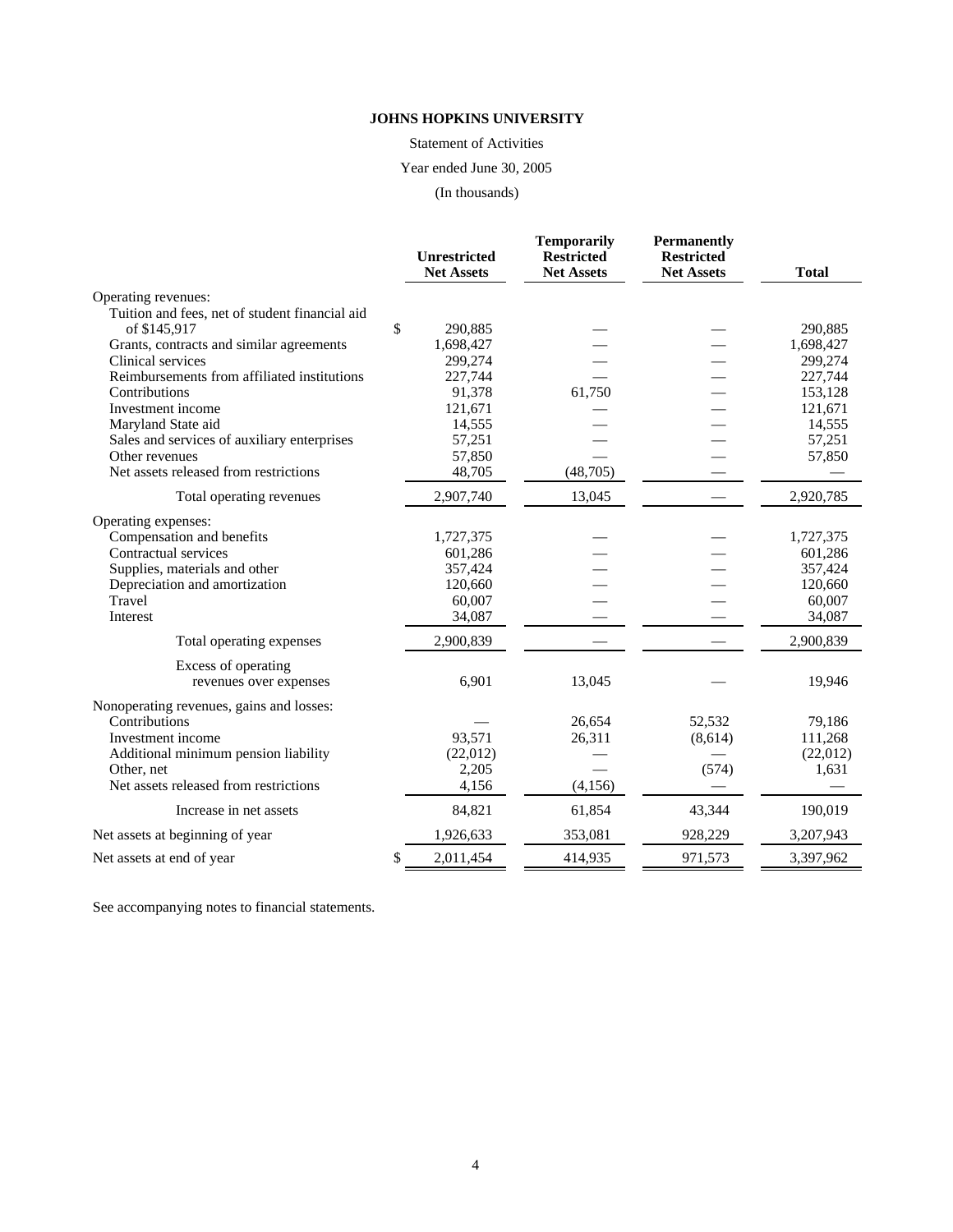**JOHNS HOPKINS UNIVERSITY**

Statement of Activities

Year ended June 30, 2005

(In thousands)

| | Unrestricted Net Assets | Temporarily Restricted Net Assets | Permanently Restricted Net Assets | Total |
|---|---|---|---|---|
| Operating revenues: | | | | |
| Tuition and fees, net of student financial aid of $145,917 | $ 290,885 | — | — | 290,885 |
| Grants, contracts and similar agreements | 1,698,427 | — | — | 1,698,427 |
| Clinical services | 299,274 | — | — | 299,274 |
| Reimbursements from affiliated institutions | 227,744 | — | — | 227,744 |
| Contributions | 91,378 | 61,750 | — | 153,128 |
| Investment income | 121,671 | — | — | 121,671 |
| Maryland State aid | 14,555 | — | — | 14,555 |
| Sales and services of auxiliary enterprises | 57,251 | — | — | 57,251 |
| Other revenues | 57,850 | — | — | 57,850 |
| Net assets released from restrictions | 48,705 | (48,705) | — | — |
| Total operating revenues | 2,907,740 | 13,045 | — | 2,920,785 |
| Operating expenses: | | | | |
| Compensation and benefits | 1,727,375 | — | — | 1,727,375 |
| Contractual services | 601,286 | — | — | 601,286 |
| Supplies, materials and other | 357,424 | — | — | 357,424 |
| Depreciation and amortization | 120,660 | — | — | 120,660 |
| Travel | 60,007 | — | — | 60,007 |
| Interest | 34,087 | — | — | 34,087 |
| Total operating expenses | 2,900,839 | — | — | 2,900,839 |
| Excess of operating revenues over expenses | 6,901 | 13,045 | — | 19,946 |
| Nonoperating revenues, gains and losses: | | | | |
| Contributions | — | 26,654 | 52,532 | 79,186 |
| Investment income | 93,571 | 26,311 | (8,614) | 111,268 |
| Additional minimum pension liability | (22,012) | — | — | (22,012) |
| Other, net | 2,205 | — | (574) | 1,631 |
| Net assets released from restrictions | 4,156 | (4,156) | — | — |
| Increase in net assets | 84,821 | 61,854 | 43,344 | 190,019 |
| Net assets at beginning of year | 1,926,633 | 353,081 | 928,229 | 3,207,943 |
| Net assets at end of year | $ 2,011,454 | 414,935 | 971,573 | 3,397,962 |

See accompanying notes to financial statements.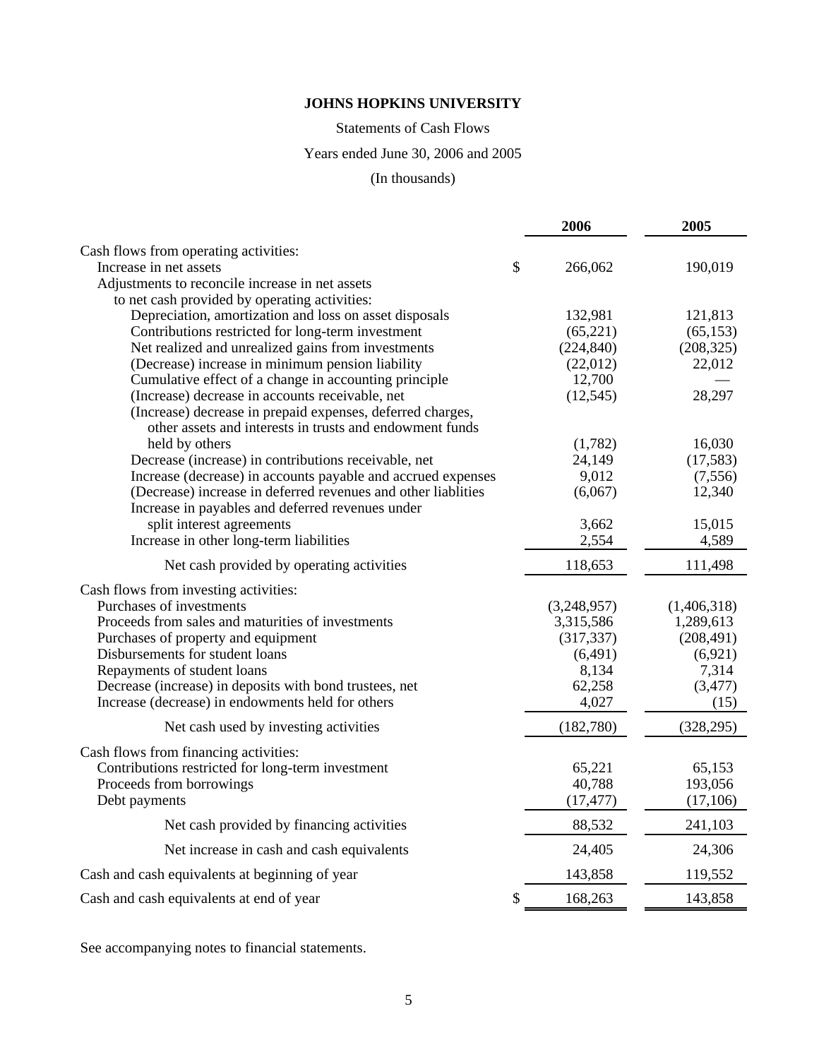# JOHNS HOPKINS UNIVERSITY

Statements of Cash Flows

Years ended June 30, 2006 and 2005

(In thousands)

| | 2006 | 2005 |
|---|---|---|
| Cash flows from operating activities: | | |
| Increase in net assets | $ 266,062 | 190,019 |
| Adjustments to reconcile increase in net assets to net cash provided by operating activities: | | |
| Depreciation, amortization and loss on asset disposals | 132,981 | 121,813 |
| Contributions restricted for long-term investment | (65,221) | (65,153) |
| Net realized and unrealized gains from investments | (224,840) | (208,325) |
| (Decrease) increase in minimum pension liability | (22,012) | 22,012 |
| Cumulative effect of a change in accounting principle | 12,700 | — |
| (Increase) decrease in accounts receivable, net | (12,545) | 28,297 |
| (Increase) decrease in prepaid expenses, deferred charges, other assets and interests in trusts and endowment funds held by others | (1,782) | 16,030 |
| Decrease (increase) in contributions receivable, net | 24,149 | (17,583) |
| Increase (decrease) in accounts payable and accrued expenses | 9,012 | (7,556) |
| (Decrease) increase in deferred revenues and other liablities | (6,067) | 12,340 |
| Increase in payables and deferred revenues under split interest agreements | 3,662 | 15,015 |
| Increase in other long-term liabilities | 2,554 | 4,589 |
| Net cash provided by operating activities | 118,653 | 111,498 |
| Cash flows from investing activities: | | |
| Purchases of investments | (3,248,957) | (1,406,318) |
| Proceeds from sales and maturities of investments | 3,315,586 | 1,289,613 |
| Purchases of property and equipment | (317,337) | (208,491) |
| Disbursements for student loans | (6,491) | (6,921) |
| Repayments of student loans | 8,134 | 7,314 |
| Decrease (increase) in deposits with bond trustees, net | 62,258 | (3,477) |
| Increase (decrease) in endowments held for others | 4,027 | (15) |
| Net cash used by investing activities | (182,780) | (328,295) |
| Cash flows from financing activities: | | |
| Contributions restricted for long-term investment | 65,221 | 65,153 |
| Proceeds from borrowings | 40,788 | 193,056 |
| Debt payments | (17,477) | (17,106) |
| Net cash provided by financing activities | 88,532 | 241,103 |
| Net increase in cash and cash equivalents | 24,405 | 24,306 |
| Cash and cash equivalents at beginning of year | 143,858 | 119,552 |
| Cash and cash equivalents at end of year | $ 168,263 | 143,858 |

See accompanying notes to financial statements.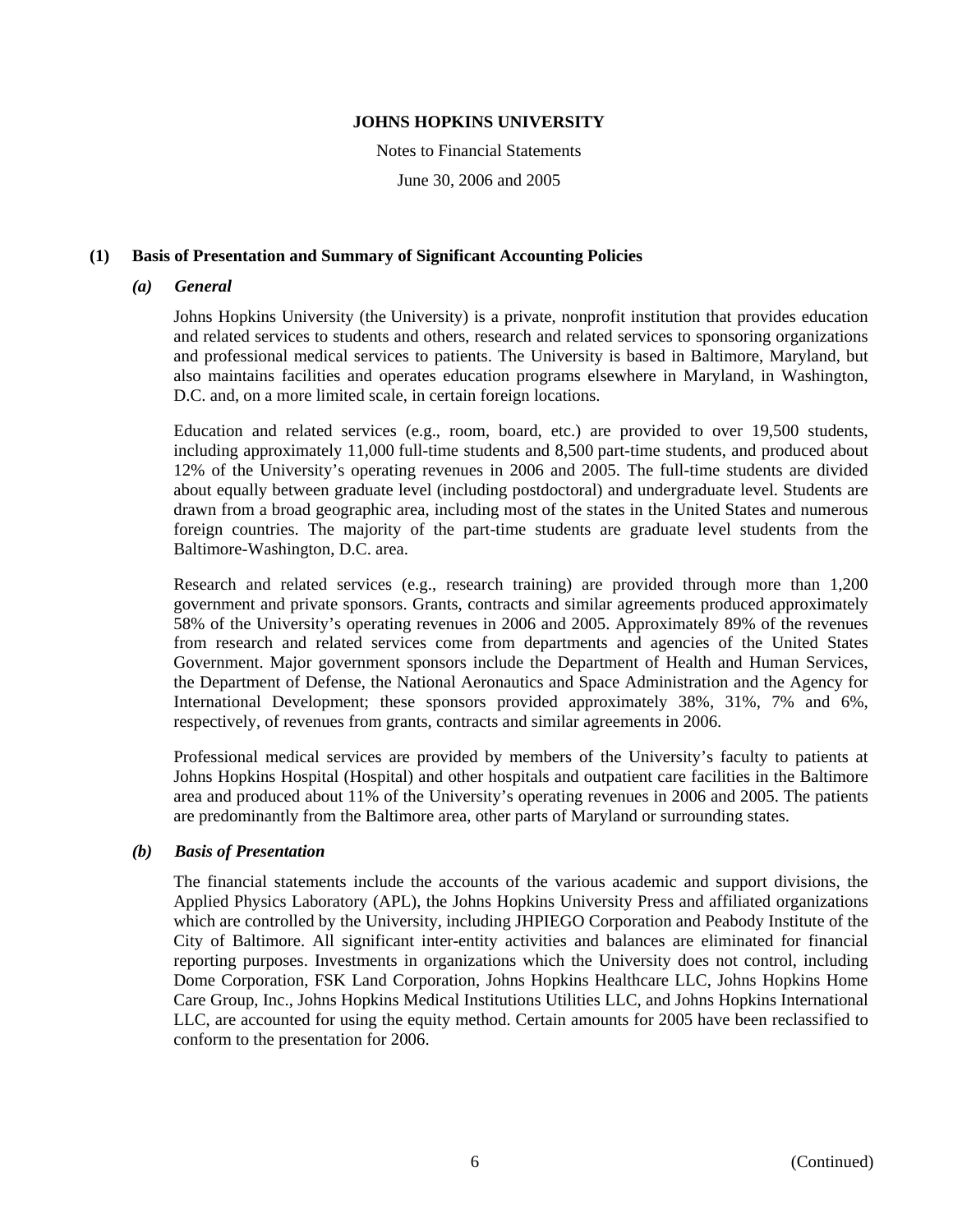# JOHNS HOPKINS UNIVERSITY

Notes to Financial Statements

June 30, 2006 and 2005

## (1) Basis of Presentation and Summary of Significant Accounting Policies

### *(a) General*

Johns Hopkins University (the University) is a private, nonprofit institution that provides education and related services to students and others, research and related services to sponsoring organizations and professional medical services to patients. The University is based in Baltimore, Maryland, but also maintains facilities and operates education programs elsewhere in Maryland, in Washington, D.C. and, on a more limited scale, in certain foreign locations.

Education and related services (e.g., room, board, etc.) are provided to over 19,500 students, including approximately 11,000 full-time students and 8,500 part-time students, and produced about 12% of the University's operating revenues in 2006 and 2005. The full-time students are divided about equally between graduate level (including postdoctoral) and undergraduate level. Students are drawn from a broad geographic area, including most of the states in the United States and numerous foreign countries. The majority of the part-time students are graduate level students from the Baltimore-Washington, D.C. area.

Research and related services (e.g., research training) are provided through more than 1,200 government and private sponsors. Grants, contracts and similar agreements produced approximately 58% of the University's operating revenues in 2006 and 2005. Approximately 89% of the revenues from research and related services come from departments and agencies of the United States Government. Major government sponsors include the Department of Health and Human Services, the Department of Defense, the National Aeronautics and Space Administration and the Agency for International Development; these sponsors provided approximately 38%, 31%, 7% and 6%, respectively, of revenues from grants, contracts and similar agreements in 2006.

Professional medical services are provided by members of the University's faculty to patients at Johns Hopkins Hospital (Hospital) and other hospitals and outpatient care facilities in the Baltimore area and produced about 11% of the University's operating revenues in 2006 and 2005. The patients are predominantly from the Baltimore area, other parts of Maryland or surrounding states.

### *(b) Basis of Presentation*

The financial statements include the accounts of the various academic and support divisions, the Applied Physics Laboratory (APL), the Johns Hopkins University Press and affiliated organizations which are controlled by the University, including JHPIEGO Corporation and Peabody Institute of the City of Baltimore. All significant inter-entity activities and balances are eliminated for financial reporting purposes. Investments in organizations which the University does not control, including Dome Corporation, FSK Land Corporation, Johns Hopkins Healthcare LLC, Johns Hopkins Home Care Group, Inc., Johns Hopkins Medical Institutions Utilities LLC, and Johns Hopkins International LLC, are accounted for using the equity method. Certain amounts for 2005 have been reclassified to conform to the presentation for 2006.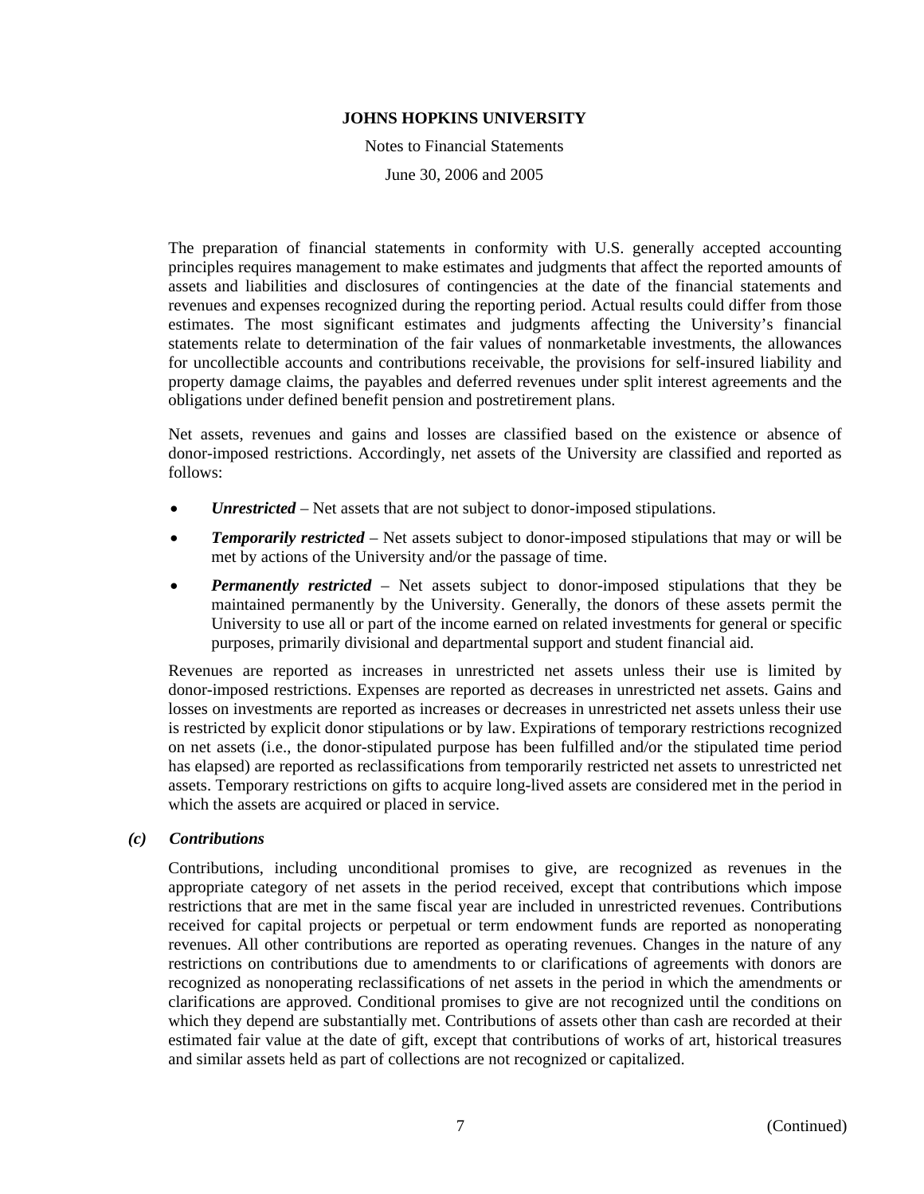The preparation of financial statements in conformity with U.S. generally accepted accounting principles requires management to make estimates and judgments that affect the reported amounts of assets and liabilities and disclosures of contingencies at the date of the financial statements and revenues and expenses recognized during the reporting period. Actual results could differ from those estimates. The most significant estimates and judgments affecting the University's financial statements relate to determination of the fair values of nonmarketable investments, the allowances for uncollectible accounts and contributions receivable, the provisions for self-insured liability and property damage claims, the payables and deferred revenues under split interest agreements and the obligations under defined benefit pension and postretirement plans.

Net assets, revenues and gains and losses are classified based on the existence or absence of donor-imposed restrictions. Accordingly, net assets of the University are classified and reported as follows:

- ***Unrestricted*** – Net assets that are not subject to donor-imposed stipulations.
- ***Temporarily restricted*** – Net assets subject to donor-imposed stipulations that may or will be met by actions of the University and/or the passage of time.
- ***Permanently restricted*** – Net assets subject to donor-imposed stipulations that they be maintained permanently by the University. Generally, the donors of these assets permit the University to use all or part of the income earned on related investments for general or specific purposes, primarily divisional and departmental support and student financial aid.

Revenues are reported as increases in unrestricted net assets unless their use is limited by donor-imposed restrictions. Expenses are reported as decreases in unrestricted net assets. Gains and losses on investments are reported as increases or decreases in unrestricted net assets unless their use is restricted by explicit donor stipulations or by law. Expirations of temporary restrictions recognized on net assets (i.e., the donor-stipulated purpose has been fulfilled and/or the stipulated time period has elapsed) are reported as reclassifications from temporarily restricted net assets to unrestricted net assets. Temporary restrictions on gifts to acquire long-lived assets are considered met in the period in which the assets are acquired or placed in service.

### *(c) Contributions*

Contributions, including unconditional promises to give, are recognized as revenues in the appropriate category of net assets in the period received, except that contributions which impose restrictions that are met in the same fiscal year are included in unrestricted revenues. Contributions received for capital projects or perpetual or term endowment funds are reported as nonoperating revenues. All other contributions are reported as operating revenues. Changes in the nature of any restrictions on contributions due to amendments to or clarifications of agreements with donors are recognized as nonoperating reclassifications of net assets in the period in which the amendments or clarifications are approved. Conditional promises to give are not recognized until the conditions on which they depend are substantially met. Contributions of assets other than cash are recorded at their estimated fair value at the date of gift, except that contributions of works of art, historical treasures and similar assets held as part of collections are not recognized or capitalized.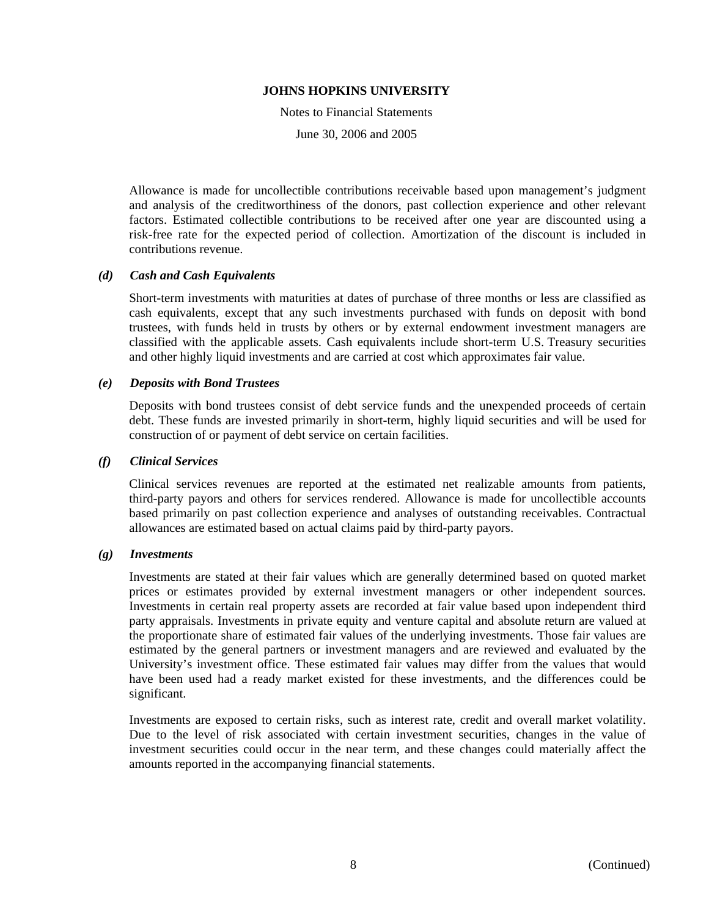Allowance is made for uncollectible contributions receivable based upon management's judgment and analysis of the creditworthiness of the donors, past collection experience and other relevant factors. Estimated collectible contributions to be received after one year are discounted using a risk-free rate for the expected period of collection. Amortization of the discount is included in contributions revenue.

### *(d) Cash and Cash Equivalents*

Short-term investments with maturities at dates of purchase of three months or less are classified as cash equivalents, except that any such investments purchased with funds on deposit with bond trustees, with funds held in trusts by others or by external endowment investment managers are classified with the applicable assets. Cash equivalents include short-term U.S. Treasury securities and other highly liquid investments and are carried at cost which approximates fair value.

### *(e) Deposits with Bond Trustees*

Deposits with bond trustees consist of debt service funds and the unexpended proceeds of certain debt. These funds are invested primarily in short-term, highly liquid securities and will be used for construction of or payment of debt service on certain facilities.

### *(f) Clinical Services*

Clinical services revenues are reported at the estimated net realizable amounts from patients, third-party payors and others for services rendered. Allowance is made for uncollectible accounts based primarily on past collection experience and analyses of outstanding receivables. Contractual allowances are estimated based on actual claims paid by third-party payors.

### *(g) Investments*

Investments are stated at their fair values which are generally determined based on quoted market prices or estimates provided by external investment managers or other independent sources. Investments in certain real property assets are recorded at fair value based upon independent third party appraisals. Investments in private equity and venture capital and absolute return are valued at the proportionate share of estimated fair values of the underlying investments. Those fair values are estimated by the general partners or investment managers and are reviewed and evaluated by the University's investment office. These estimated fair values may differ from the values that would have been used had a ready market existed for these investments, and the differences could be significant.

Investments are exposed to certain risks, such as interest rate, credit and overall market volatility. Due to the level of risk associated with certain investment securities, changes in the value of investment securities could occur in the near term, and these changes could materially affect the amounts reported in the accompanying financial statements.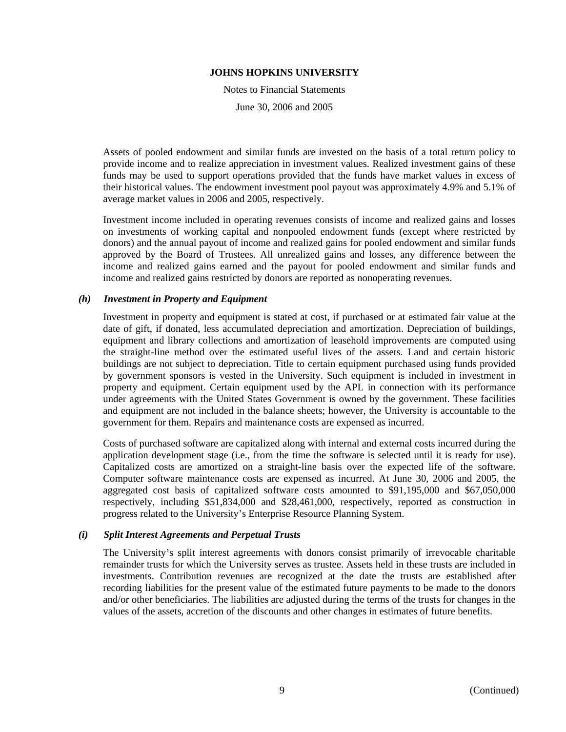Assets of pooled endowment and similar funds are invested on the basis of a total return policy to provide income and to realize appreciation in investment values. Realized investment gains of these funds may be used to support operations provided that the funds have market values in excess of their historical values. The endowment investment pool payout was approximately 4.9% and 5.1% of average market values in 2006 and 2005, respectively.

Investment income included in operating revenues consists of income and realized gains and losses on investments of working capital and nonpooled endowment funds (except where restricted by donors) and the annual payout of income and realized gains for pooled endowment and similar funds approved by the Board of Trustees. All unrealized gains and losses, any difference between the income and realized gains earned and the payout for pooled endowment and similar funds and income and realized gains restricted by donors are reported as nonoperating revenues.

### *(h) Investment in Property and Equipment*

Investment in property and equipment is stated at cost, if purchased or at estimated fair value at the date of gift, if donated, less accumulated depreciation and amortization. Depreciation of buildings, equipment and library collections and amortization of leasehold improvements are computed using the straight-line method over the estimated useful lives of the assets. Land and certain historic buildings are not subject to depreciation. Title to certain equipment purchased using funds provided by government sponsors is vested in the University. Such equipment is included in investment in property and equipment. Certain equipment used by the APL in connection with its performance under agreements with the United States Government is owned by the government. These facilities and equipment are not included in the balance sheets; however, the University is accountable to the government for them. Repairs and maintenance costs are expensed as incurred.

Costs of purchased software are capitalized along with internal and external costs incurred during the application development stage (i.e., from the time the software is selected until it is ready for use). Capitalized costs are amortized on a straight-line basis over the expected life of the software. Computer software maintenance costs are expensed as incurred. At June 30, 2006 and 2005, the aggregated cost basis of capitalized software costs amounted to $91,195,000 and $67,050,000 respectively, including $51,834,000 and $28,461,000, respectively, reported as construction in progress related to the University's Enterprise Resource Planning System.

### *(i) Split Interest Agreements and Perpetual Trusts*

The University's split interest agreements with donors consist primarily of irrevocable charitable remainder trusts for which the University serves as trustee. Assets held in these trusts are included in investments. Contribution revenues are recognized at the date the trusts are established after recording liabilities for the present value of the estimated future payments to be made to the donors and/or other beneficiaries. The liabilities are adjusted during the terms of the trusts for changes in the values of the assets, accretion of the discounts and other changes in estimates of future benefits.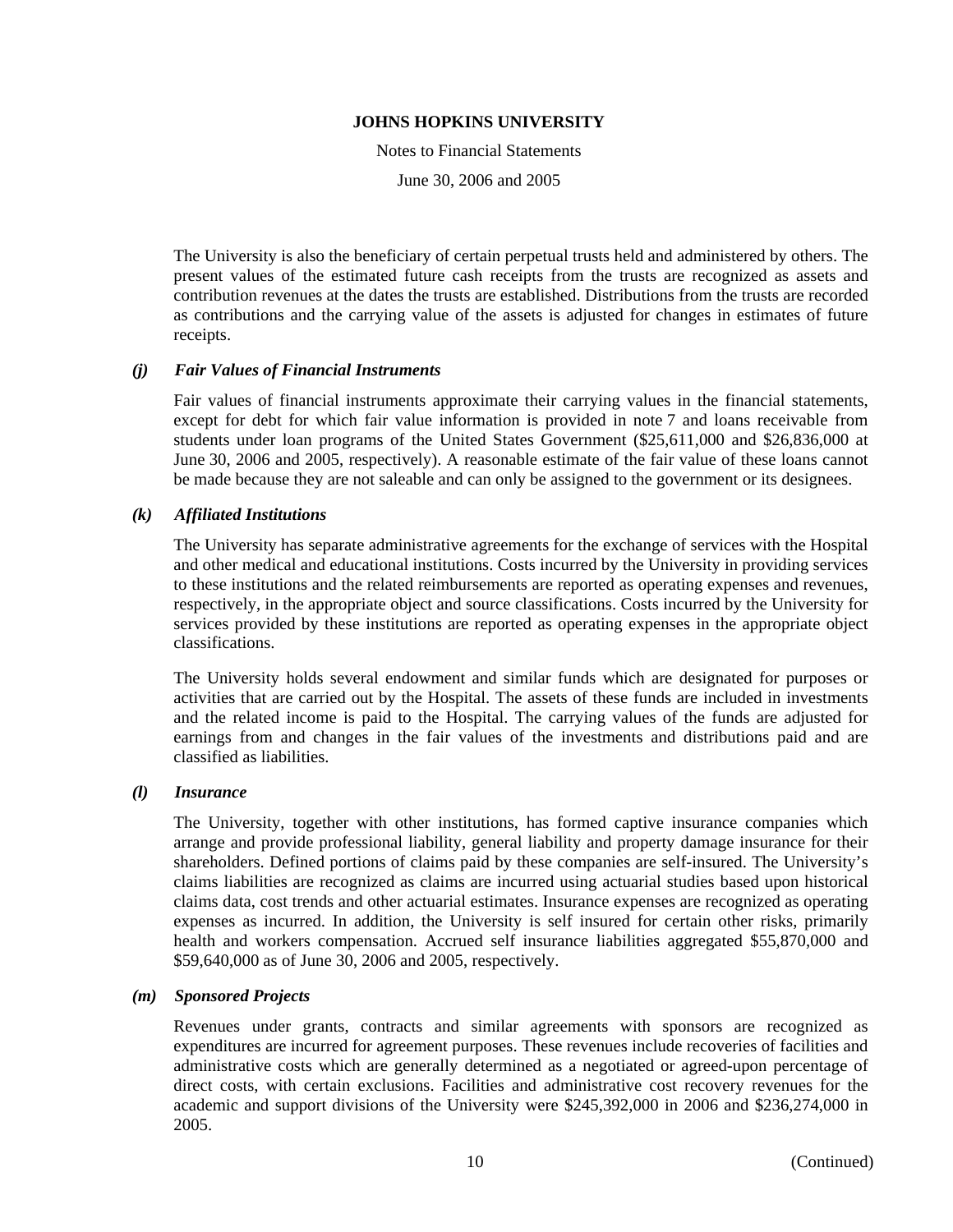The University is also the beneficiary of certain perpetual trusts held and administered by others. The present values of the estimated future cash receipts from the trusts are recognized as assets and contribution revenues at the dates the trusts are established. Distributions from the trusts are recorded as contributions and the carrying value of the assets is adjusted for changes in estimates of future receipts.

### *(j) Fair Values of Financial Instruments*

Fair values of financial instruments approximate their carrying values in the financial statements, except for debt for which fair value information is provided in note 7 and loans receivable from students under loan programs of the United States Government ($25,611,000 and $26,836,000 at June 30, 2006 and 2005, respectively). A reasonable estimate of the fair value of these loans cannot be made because they are not saleable and can only be assigned to the government or its designees.

### *(k) Affiliated Institutions*

The University has separate administrative agreements for the exchange of services with the Hospital and other medical and educational institutions. Costs incurred by the University in providing services to these institutions and the related reimbursements are reported as operating expenses and revenues, respectively, in the appropriate object and source classifications. Costs incurred by the University for services provided by these institutions are reported as operating expenses in the appropriate object classifications.

The University holds several endowment and similar funds which are designated for purposes or activities that are carried out by the Hospital. The assets of these funds are included in investments and the related income is paid to the Hospital. The carrying values of the funds are adjusted for earnings from and changes in the fair values of the investments and distributions paid and are classified as liabilities.

### *(l) Insurance*

The University, together with other institutions, has formed captive insurance companies which arrange and provide professional liability, general liability and property damage insurance for their shareholders. Defined portions of claims paid by these companies are self-insured. The University's claims liabilities are recognized as claims are incurred using actuarial studies based upon historical claims data, cost trends and other actuarial estimates. Insurance expenses are recognized as operating expenses as incurred. In addition, the University is self insured for certain other risks, primarily health and workers compensation. Accrued self insurance liabilities aggregated $55,870,000 and $59,640,000 as of June 30, 2006 and 2005, respectively.

### *(m) Sponsored Projects*

Revenues under grants, contracts and similar agreements with sponsors are recognized as expenditures are incurred for agreement purposes. These revenues include recoveries of facilities and administrative costs which are generally determined as a negotiated or agreed-upon percentage of direct costs, with certain exclusions. Facilities and administrative cost recovery revenues for the academic and support divisions of the University were $245,392,000 in 2006 and $236,274,000 in 2005.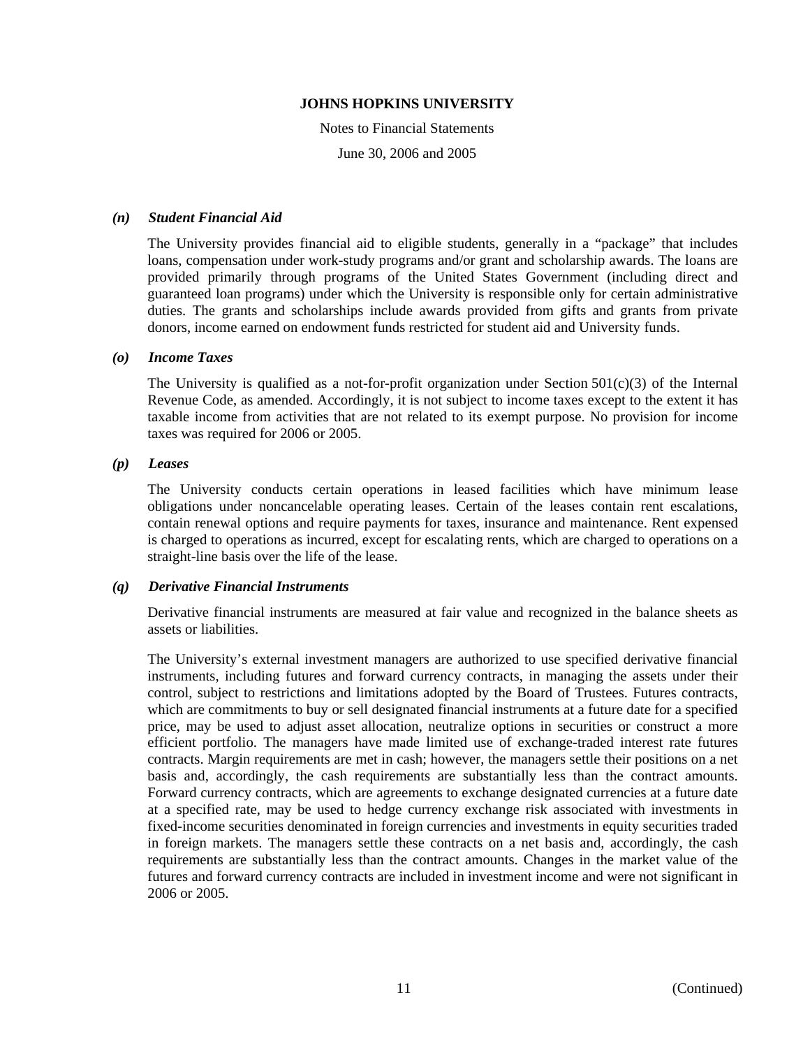### *(n) Student Financial Aid*

The University provides financial aid to eligible students, generally in a "package" that includes loans, compensation under work-study programs and/or grant and scholarship awards. The loans are provided primarily through programs of the United States Government (including direct and guaranteed loan programs) under which the University is responsible only for certain administrative duties. The grants and scholarships include awards provided from gifts and grants from private donors, income earned on endowment funds restricted for student aid and University funds.

### *(o) Income Taxes*

The University is qualified as a not-for-profit organization under Section 501(c)(3) of the Internal Revenue Code, as amended. Accordingly, it is not subject to income taxes except to the extent it has taxable income from activities that are not related to its exempt purpose. No provision for income taxes was required for 2006 or 2005.

### *(p) Leases*

The University conducts certain operations in leased facilities which have minimum lease obligations under noncancelable operating leases. Certain of the leases contain rent escalations, contain renewal options and require payments for taxes, insurance and maintenance. Rent expensed is charged to operations as incurred, except for escalating rents, which are charged to operations on a straight-line basis over the life of the lease.

### *(q) Derivative Financial Instruments*

Derivative financial instruments are measured at fair value and recognized in the balance sheets as assets or liabilities.

The University's external investment managers are authorized to use specified derivative financial instruments, including futures and forward currency contracts, in managing the assets under their control, subject to restrictions and limitations adopted by the Board of Trustees. Futures contracts, which are commitments to buy or sell designated financial instruments at a future date for a specified price, may be used to adjust asset allocation, neutralize options in securities or construct a more efficient portfolio. The managers have made limited use of exchange-traded interest rate futures contracts. Margin requirements are met in cash; however, the managers settle their positions on a net basis and, accordingly, the cash requirements are substantially less than the contract amounts. Forward currency contracts, which are agreements to exchange designated currencies at a future date at a specified rate, may be used to hedge currency exchange risk associated with investments in fixed-income securities denominated in foreign currencies and investments in equity securities traded in foreign markets. The managers settle these contracts on a net basis and, accordingly, the cash requirements are substantially less than the contract amounts. Changes in the market value of the futures and forward currency contracts are included in investment income and were not significant in 2006 or 2005.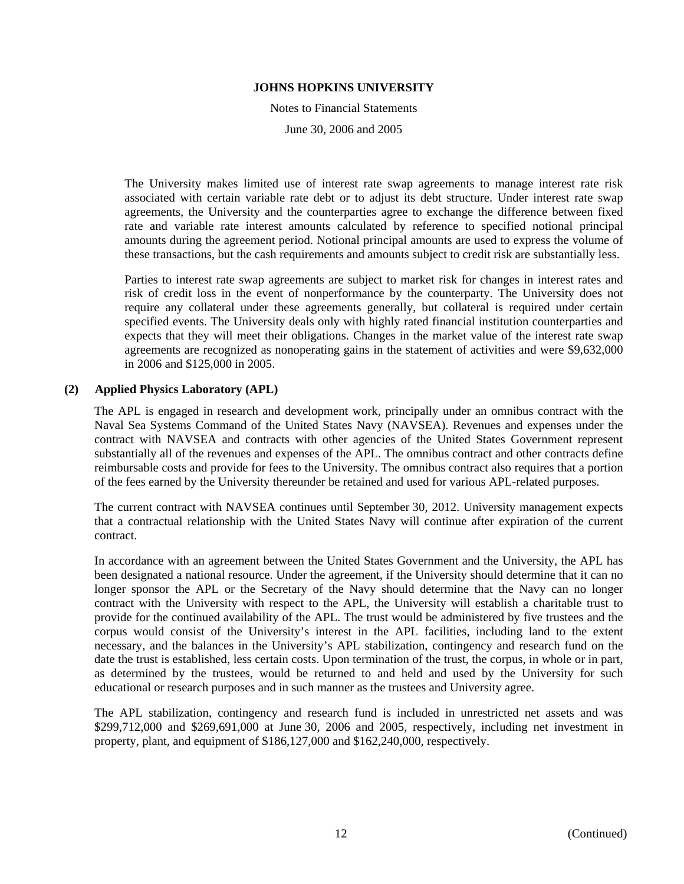The University makes limited use of interest rate swap agreements to manage interest rate risk associated with certain variable rate debt or to adjust its debt structure. Under interest rate swap agreements, the University and the counterparties agree to exchange the difference between fixed rate and variable rate interest amounts calculated by reference to specified notional principal amounts during the agreement period. Notional principal amounts are used to express the volume of these transactions, but the cash requirements and amounts subject to credit risk are substantially less.

Parties to interest rate swap agreements are subject to market risk for changes in interest rates and risk of credit loss in the event of nonperformance by the counterparty. The University does not require any collateral under these agreements generally, but collateral is required under certain specified events. The University deals only with highly rated financial institution counterparties and expects that they will meet their obligations. Changes in the market value of the interest rate swap agreements are recognized as nonoperating gains in the statement of activities and were $9,632,000 in 2006 and $125,000 in 2005.

## (2) Applied Physics Laboratory (APL)

The APL is engaged in research and development work, principally under an omnibus contract with the Naval Sea Systems Command of the United States Navy (NAVSEA). Revenues and expenses under the contract with NAVSEA and contracts with other agencies of the United States Government represent substantially all of the revenues and expenses of the APL. The omnibus contract and other contracts define reimbursable costs and provide for fees to the University. The omnibus contract also requires that a portion of the fees earned by the University thereunder be retained and used for various APL-related purposes.

The current contract with NAVSEA continues until September 30, 2012. University management expects that a contractual relationship with the United States Navy will continue after expiration of the current contract.

In accordance with an agreement between the United States Government and the University, the APL has been designated a national resource. Under the agreement, if the University should determine that it can no longer sponsor the APL or the Secretary of the Navy should determine that the Navy can no longer contract with the University with respect to the APL, the University will establish a charitable trust to provide for the continued availability of the APL. The trust would be administered by five trustees and the corpus would consist of the University's interest in the APL facilities, including land to the extent necessary, and the balances in the University's APL stabilization, contingency and research fund on the date the trust is established, less certain costs. Upon termination of the trust, the corpus, in whole or in part, as determined by the trustees, would be returned to and held and used by the University for such educational or research purposes and in such manner as the trustees and University agree.

The APL stabilization, contingency and research fund is included in unrestricted net assets and was $299,712,000 and $269,691,000 at June 30, 2006 and 2005, respectively, including net investment in property, plant, and equipment of $186,127,000 and $162,240,000, respectively.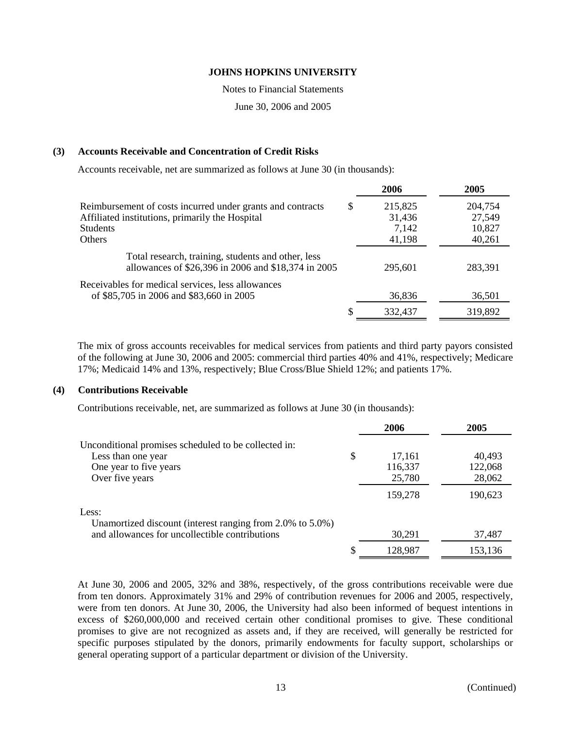**JOHNS HOPKINS UNIVERSITY**

Notes to Financial Statements

June 30, 2006 and 2005

## (3) Accounts Receivable and Concentration of Credit Risks

Accounts receivable, net are summarized as follows at June 30 (in thousands):

| | | 2006 | 2005 |
|---|---|---|---|
| Reimbursement of costs incurred under grants and contracts | $ | 215,825 | 204,754 |
| Affiliated institutions, primarily the Hospital | | 31,436 | 27,549 |
| Students | | 7,142 | 10,827 |
| Others | | 41,198 | 40,261 |
| Total research, training, students and other, less allowances of $26,396 in 2006 and $18,374 in 2005 | | 295,601 | 283,391 |
| Receivables for medical services, less allowances of $85,705 in 2006 and $83,660 in 2005 | | 36,836 | 36,501 |
| | $ | 332,437 | 319,892 |

The mix of gross accounts receivables for medical services from patients and third party payors consisted of the following at June 30, 2006 and 2005: commercial third parties 40% and 41%, respectively; Medicare 17%; Medicaid 14% and 13%, respectively; Blue Cross/Blue Shield 12%; and patients 17%.

## (4) Contributions Receivable

Contributions receivable, net, are summarized as follows at June 30 (in thousands):

| | | 2006 | 2005 |
|---|---|---|---|
| Unconditional promises scheduled to be collected in: | | | |
| Less than one year | $ | 17,161 | 40,493 |
| One year to five years | | 116,337 | 122,068 |
| Over five years | | 25,780 | 28,062 |
| | | 159,278 | 190,623 |
| Less: | | | |
| Unamortized discount (interest ranging from 2.0% to 5.0%) and allowances for uncollectible contributions | | 30,291 | 37,487 |
| | $ | 128,987 | 153,136 |

At June 30, 2006 and 2005, 32% and 38%, respectively, of the gross contributions receivable were due from ten donors. Approximately 31% and 29% of contribution revenues for 2006 and 2005, respectively, were from ten donors. At June 30, 2006, the University had also been informed of bequest intentions in excess of $260,000,000 and received certain other conditional promises to give. These conditional promises to give are not recognized as assets and, if they are received, will generally be restricted for specific purposes stipulated by the donors, primarily endowments for faculty support, scholarships or general operating support of a particular department or division of the University.

(Continued)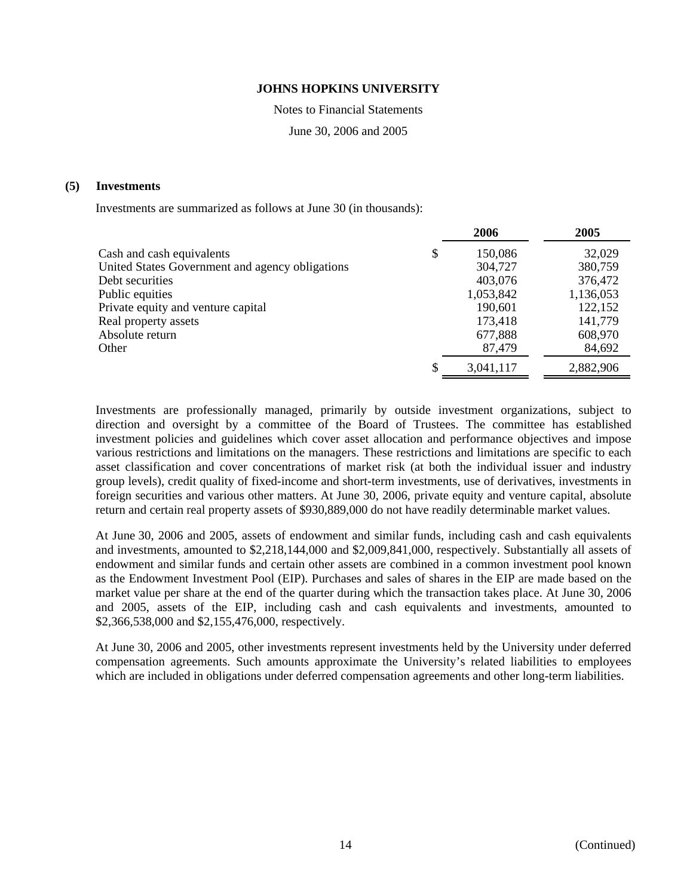### (5) Investments

Investments are summarized as follows at June 30 (in thousands):

| | 2006 | 2005 |
|---|---|---|
| Cash and cash equivalents | $ 150,086 | 32,029 |
| United States Government and agency obligations | 304,727 | 380,759 |
| Debt securities | 403,076 | 376,472 |
| Public equities | 1,053,842 | 1,136,053 |
| Private equity and venture capital | 190,601 | 122,152 |
| Real property assets | 173,418 | 141,779 |
| Absolute return | 677,888 | 608,970 |
| Other | 87,479 | 84,692 |
| | $ 3,041,117 | 2,882,906 |

Investments are professionally managed, primarily by outside investment organizations, subject to direction and oversight by a committee of the Board of Trustees. The committee has established investment policies and guidelines which cover asset allocation and performance objectives and impose various restrictions and limitations on the managers. These restrictions and limitations are specific to each asset classification and cover concentrations of market risk (at both the individual issuer and industry group levels), credit quality of fixed-income and short-term investments, use of derivatives, investments in foreign securities and various other matters. At June 30, 2006, private equity and venture capital, absolute return and certain real property assets of $930,889,000 do not have readily determinable market values.

At June 30, 2006 and 2005, assets of endowment and similar funds, including cash and cash equivalents and investments, amounted to $2,218,144,000 and $2,009,841,000, respectively. Substantially all assets of endowment and similar funds and certain other assets are combined in a common investment pool known as the Endowment Investment Pool (EIP). Purchases and sales of shares in the EIP are made based on the market value per share at the end of the quarter during which the transaction takes place. At June 30, 2006 and 2005, assets of the EIP, including cash and cash equivalents and investments, amounted to $2,366,538,000 and $2,155,476,000, respectively.

At June 30, 2006 and 2005, other investments represent investments held by the University under deferred compensation agreements. Such amounts approximate the University's related liabilities to employees which are included in obligations under deferred compensation agreements and other long-term liabilities.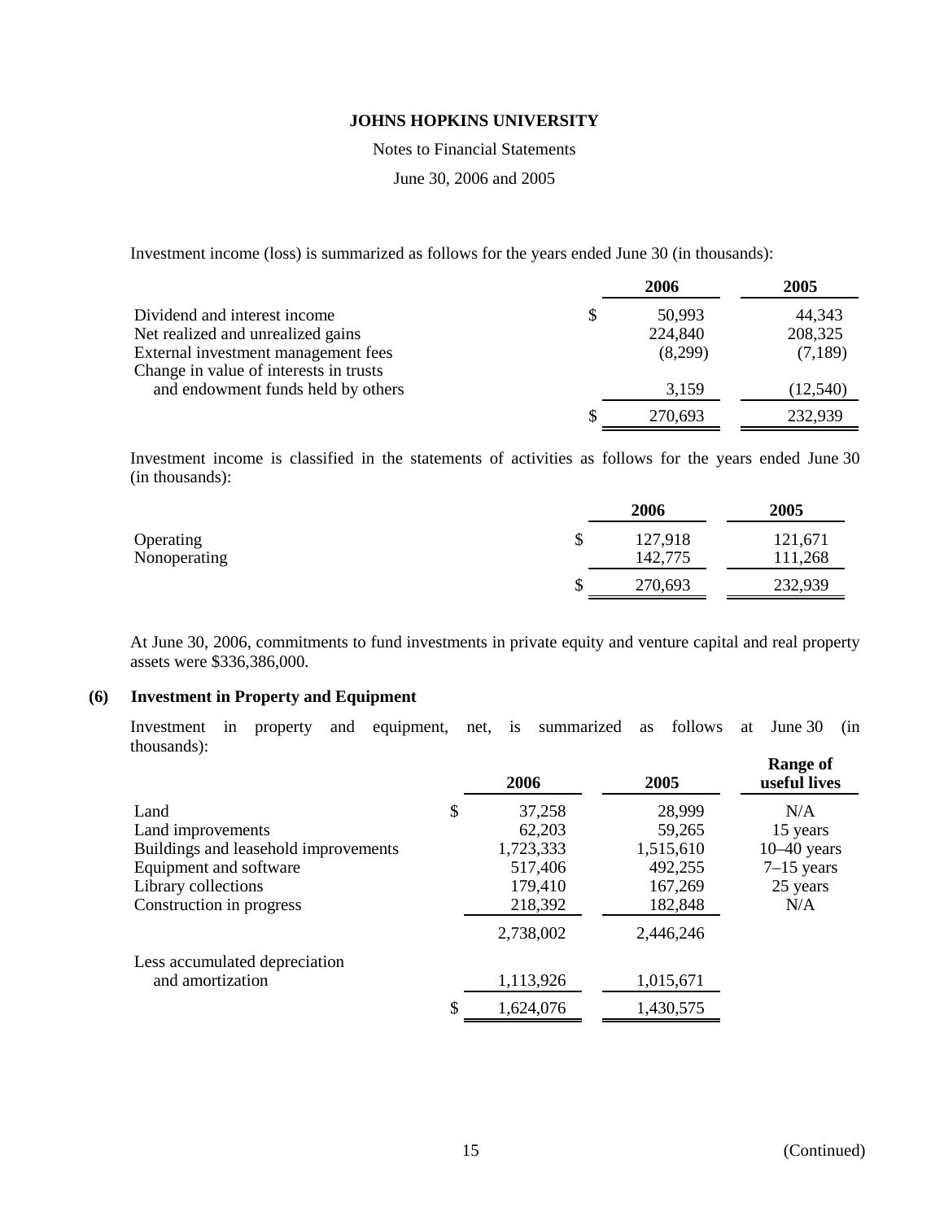**JOHNS HOPKINS UNIVERSITY**

Notes to Financial Statements

June 30, 2006 and 2005

Investment income (loss) is summarized as follows for the years ended June 30 (in thousands):

| | 2006 | 2005 |
|---|---|---|
| Dividend and interest income | $ 50,993 | 44,343 |
| Net realized and unrealized gains | 224,840 | 208,325 |
| External investment management fees | (8,299) | (7,189) |
| Change in value of interests in trusts and endowment funds held by others | 3,159 | (12,540) |
| | $ 270,693 | 232,939 |

Investment income is classified in the statements of activities as follows for the years ended June 30 (in thousands):

| | 2006 | 2005 |
|---|---|---|
| Operating | $ 127,918 | 121,671 |
| Nonoperating | 142,775 | 111,268 |
| | $ 270,693 | 232,939 |

At June 30, 2006, commitments to fund investments in private equity and venture capital and real property assets were $336,386,000.

## (6) Investment in Property and Equipment

Investment in property and equipment, net, is summarized as follows at June 30 (in thousands):

| | 2006 | 2005 | Range of useful lives |
|---|---|---|---|
| Land | $ 37,258 | 28,999 | N/A |
| Land improvements | 62,203 | 59,265 | 15 years |
| Buildings and leasehold improvements | 1,723,333 | 1,515,610 | 10–40 years |
| Equipment and software | 517,406 | 492,255 | 7–15 years |
| Library collections | 179,410 | 167,269 | 25 years |
| Construction in progress | 218,392 | 182,848 | N/A |
| | 2,738,002 | 2,446,246 | |
| Less accumulated depreciation and amortization | 1,113,926 | 1,015,671 | |
| | $ 1,624,076 | 1,430,575 | |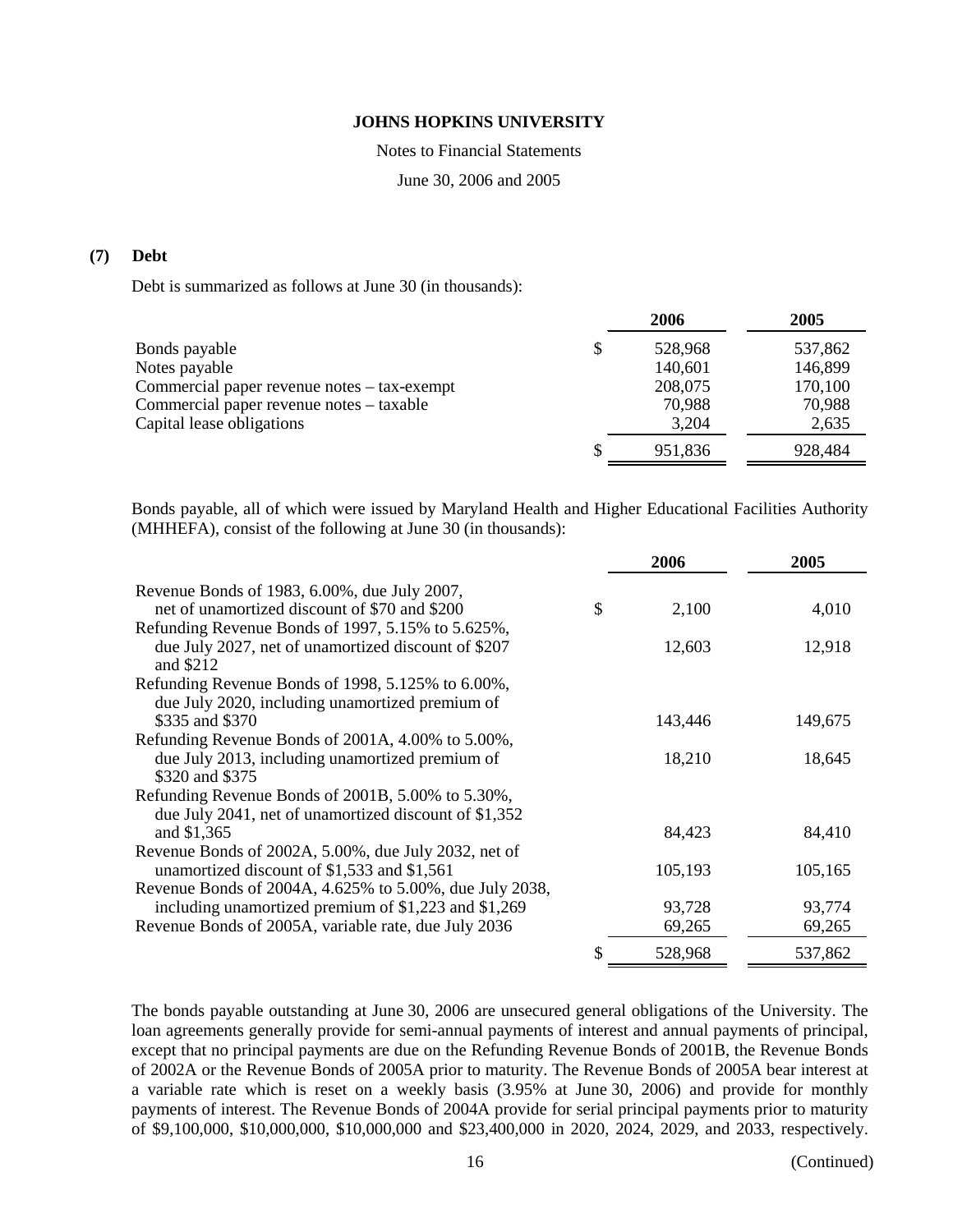**JOHNS HOPKINS UNIVERSITY**

Notes to Financial Statements

June 30, 2006 and 2005

## (7) Debt

Debt is summarized as follows at June 30 (in thousands):

| | | 2006 | 2005 |
|---|---|---|---|
| Bonds payable | $ | 528,968 | 537,862 |
| Notes payable | | 140,601 | 146,899 |
| Commercial paper revenue notes – tax-exempt | | 208,075 | 170,100 |
| Commercial paper revenue notes – taxable | | 70,988 | 70,988 |
| Capital lease obligations | | 3,204 | 2,635 |
| | $ | 951,836 | 928,484 |

Bonds payable, all of which were issued by Maryland Health and Higher Educational Facilities Authority (MHHEFA), consist of the following at June 30 (in thousands):

| | | 2006 | 2005 |
|---|---|---|---|
| Revenue Bonds of 1983, 6.00%, due July 2007, net of unamortized discount of $70 and $200 | $ | 2,100 | 4,010 |
| Refunding Revenue Bonds of 1997, 5.15% to 5.625%, due July 2027, net of unamortized discount of $207 and $212 | | 12,603 | 12,918 |
| Refunding Revenue Bonds of 1998, 5.125% to 6.00%, due July 2020, including unamortized premium of $335 and $370 | | 143,446 | 149,675 |
| Refunding Revenue Bonds of 2001A, 4.00% to 5.00%, due July 2013, including unamortized premium of $320 and $375 | | 18,210 | 18,645 |
| Refunding Revenue Bonds of 2001B, 5.00% to 5.30%, due July 2041, net of unamortized discount of $1,352 and $1,365 | | 84,423 | 84,410 |
| Revenue Bonds of 2002A, 5.00%, due July 2032, net of unamortized discount of $1,533 and $1,561 | | 105,193 | 105,165 |
| Revenue Bonds of 2004A, 4.625% to 5.00%, due July 2038, including unamortized premium of $1,223 and $1,269 | | 93,728 | 93,774 |
| Revenue Bonds of 2005A, variable rate, due July 2036 | | 69,265 | 69,265 |
| | $ | 528,968 | 537,862 |

The bonds payable outstanding at June 30, 2006 are unsecured general obligations of the University. The loan agreements generally provide for semi-annual payments of interest and annual payments of principal, except that no principal payments are due on the Refunding Revenue Bonds of 2001B, the Revenue Bonds of 2002A or the Revenue Bonds of 2005A prior to maturity. The Revenue Bonds of 2005A bear interest at a variable rate which is reset on a weekly basis (3.95% at June 30, 2006) and provide for monthly payments of interest. The Revenue Bonds of 2004A provide for serial principal payments prior to maturity of $9,100,000, $10,000,000, $10,000,000 and $23,400,000 in 2020, 2024, 2029, and 2033, respectively.

(Continued)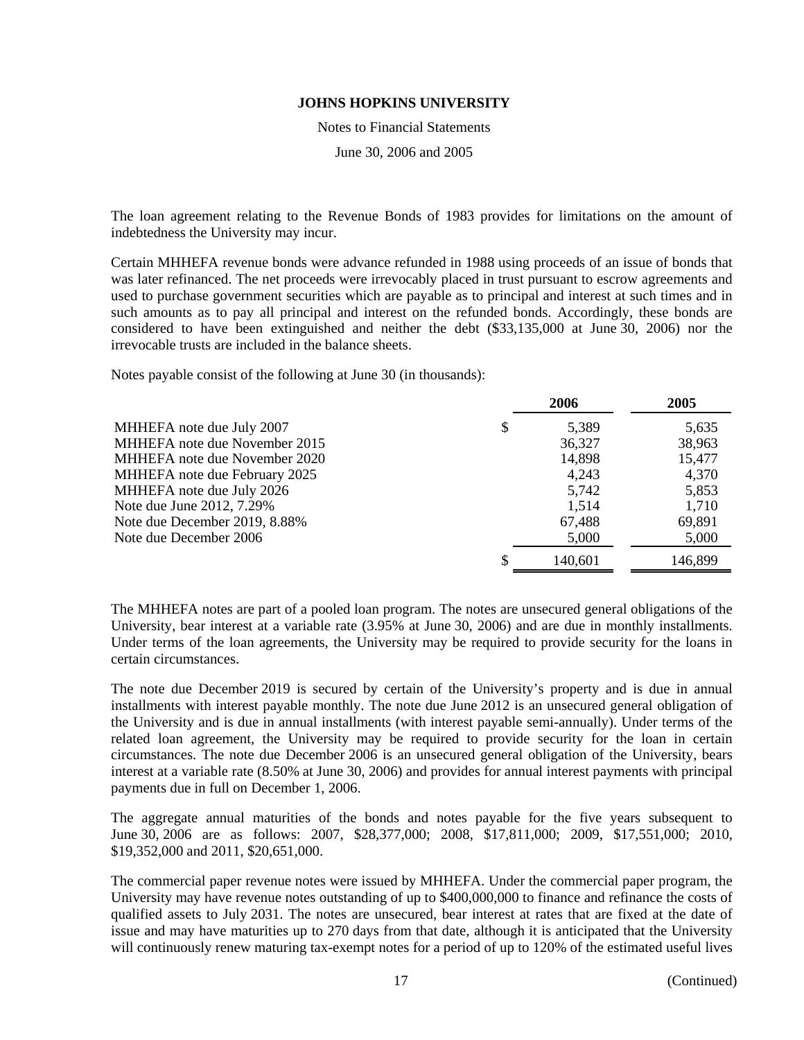The loan agreement relating to the Revenue Bonds of 1983 provides for limitations on the amount of indebtedness the University may incur.

Certain MHHEFA revenue bonds were advance refunded in 1988 using proceeds of an issue of bonds that was later refinanced. The net proceeds were irrevocably placed in trust pursuant to escrow agreements and used to purchase government securities which are payable as to principal and interest at such times and in such amounts as to pay all principal and interest on the refunded bonds. Accordingly, these bonds are considered to have been extinguished and neither the debt ($33,135,000 at June 30, 2006) nor the irrevocable trusts are included in the balance sheets.

Notes payable consist of the following at June 30 (in thousands):

| | 2006 | 2005 |
|---|---|---|
| MHHEFA note due July 2007 | $ 5,389 | 5,635 |
| MHHEFA note due November 2015 | 36,327 | 38,963 |
| MHHEFA note due November 2020 | 14,898 | 15,477 |
| MHHEFA note due February 2025 | 4,243 | 4,370 |
| MHHEFA note due July 2026 | 5,742 | 5,853 |
| Note due June 2012, 7.29% | 1,514 | 1,710 |
| Note due December 2019, 8.88% | 67,488 | 69,891 |
| Note due December 2006 | 5,000 | 5,000 |
| | $ 140,601 | 146,899 |

The MHHEFA notes are part of a pooled loan program. The notes are unsecured general obligations of the University, bear interest at a variable rate (3.95% at June 30, 2006) and are due in monthly installments. Under terms of the loan agreements, the University may be required to provide security for the loans in certain circumstances.

The note due December 2019 is secured by certain of the University's property and is due in annual installments with interest payable monthly. The note due June 2012 is an unsecured general obligation of the University and is due in annual installments (with interest payable semi-annually). Under terms of the related loan agreement, the University may be required to provide security for the loan in certain circumstances. The note due December 2006 is an unsecured general obligation of the University, bears interest at a variable rate (8.50% at June 30, 2006) and provides for annual interest payments with principal payments due in full on December 1, 2006.

The aggregate annual maturities of the bonds and notes payable for the five years subsequent to June 30, 2006 are as follows: 2007, $28,377,000; 2008, $17,811,000; 2009, $17,551,000; 2010, $19,352,000 and 2011, $20,651,000.

The commercial paper revenue notes were issued by MHHEFA. Under the commercial paper program, the University may have revenue notes outstanding of up to $400,000,000 to finance and refinance the costs of qualified assets to July 2031. The notes are unsecured, bear interest at rates that are fixed at the date of issue and may have maturities up to 270 days from that date, although it is anticipated that the University will continuously renew maturing tax-exempt notes for a period of up to 120% of the estimated useful lives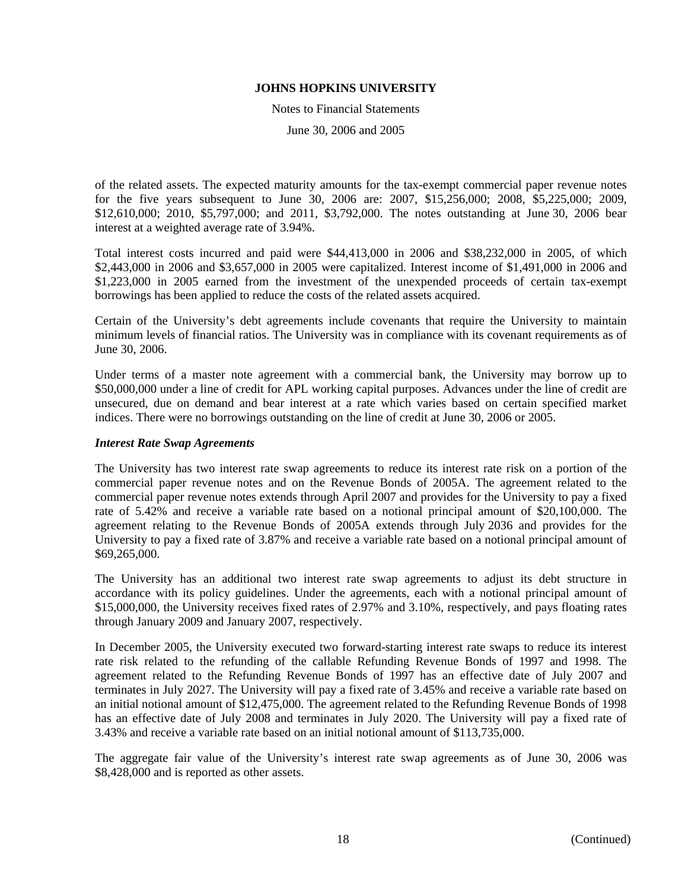of the related assets. The expected maturity amounts for the tax-exempt commercial paper revenue notes for the five years subsequent to June 30, 2006 are: 2007, $15,256,000; 2008, $5,225,000; 2009, $12,610,000; 2010, $5,797,000; and 2011, $3,792,000. The notes outstanding at June 30, 2006 bear interest at a weighted average rate of 3.94%.

Total interest costs incurred and paid were $44,413,000 in 2006 and $38,232,000 in 2005, of which $2,443,000 in 2006 and $3,657,000 in 2005 were capitalized. Interest income of $1,491,000 in 2006 and $1,223,000 in 2005 earned from the investment of the unexpended proceeds of certain tax-exempt borrowings has been applied to reduce the costs of the related assets acquired.

Certain of the University's debt agreements include covenants that require the University to maintain minimum levels of financial ratios. The University was in compliance with its covenant requirements as of June 30, 2006.

Under terms of a master note agreement with a commercial bank, the University may borrow up to $50,000,000 under a line of credit for APL working capital purposes. Advances under the line of credit are unsecured, due on demand and bear interest at a rate which varies based on certain specified market indices. There were no borrowings outstanding on the line of credit at June 30, 2006 or 2005.

***Interest Rate Swap Agreements***

The University has two interest rate swap agreements to reduce its interest rate risk on a portion of the commercial paper revenue notes and on the Revenue Bonds of 2005A. The agreement related to the commercial paper revenue notes extends through April 2007 and provides for the University to pay a fixed rate of 5.42% and receive a variable rate based on a notional principal amount of $20,100,000. The agreement relating to the Revenue Bonds of 2005A extends through July 2036 and provides for the University to pay a fixed rate of 3.87% and receive a variable rate based on a notional principal amount of $69,265,000.

The University has an additional two interest rate swap agreements to adjust its debt structure in accordance with its policy guidelines. Under the agreements, each with a notional principal amount of $15,000,000, the University receives fixed rates of 2.97% and 3.10%, respectively, and pays floating rates through January 2009 and January 2007, respectively.

In December 2005, the University executed two forward-starting interest rate swaps to reduce its interest rate risk related to the refunding of the callable Refunding Revenue Bonds of 1997 and 1998. The agreement related to the Refunding Revenue Bonds of 1997 has an effective date of July 2007 and terminates in July 2027. The University will pay a fixed rate of 3.45% and receive a variable rate based on an initial notional amount of $12,475,000. The agreement related to the Refunding Revenue Bonds of 1998 has an effective date of July 2008 and terminates in July 2020. The University will pay a fixed rate of 3.43% and receive a variable rate based on an initial notional amount of $113,735,000.

The aggregate fair value of the University's interest rate swap agreements as of June 30, 2006 was $8,428,000 and is reported as other assets.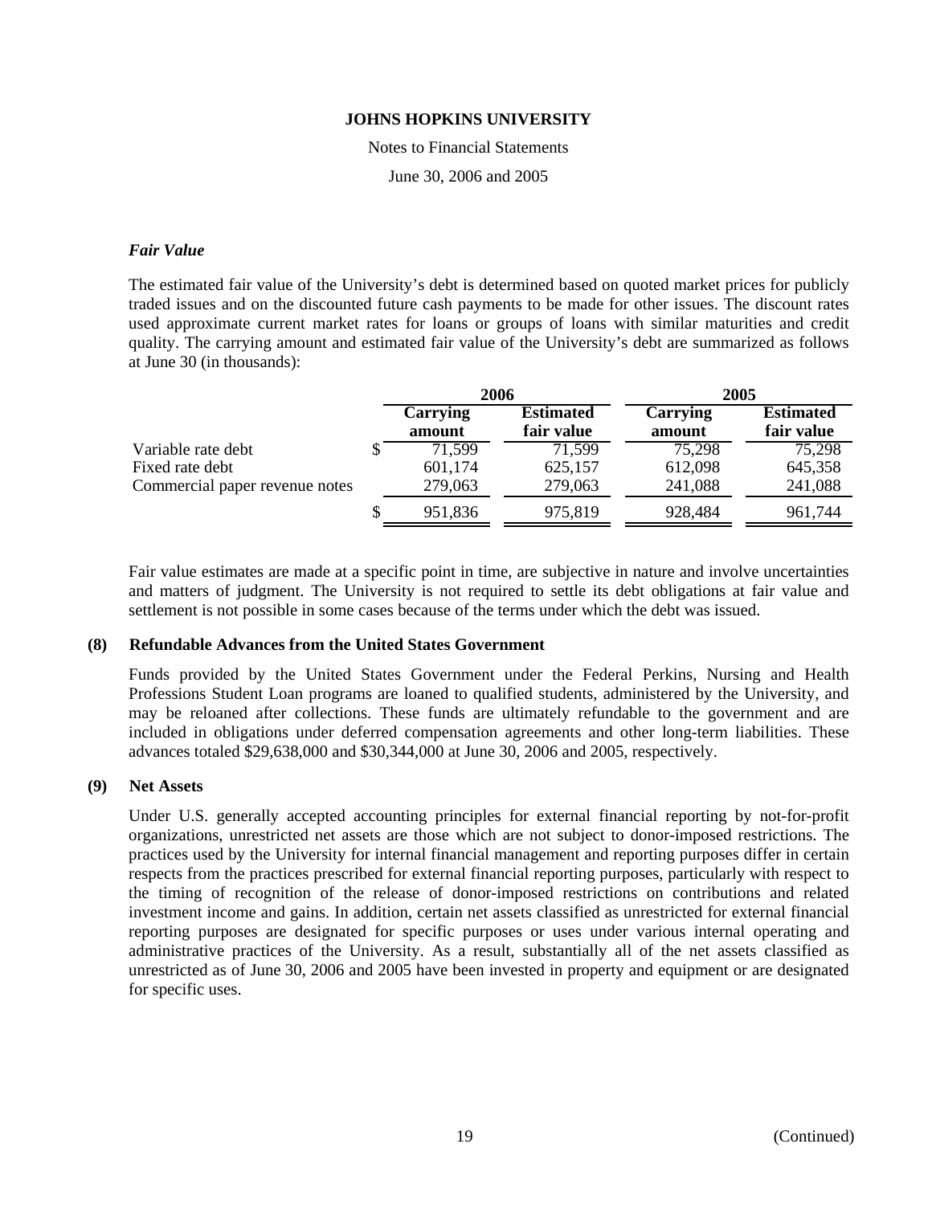### *Fair Value*

The estimated fair value of the University's debt is determined based on quoted market prices for publicly traded issues and on the discounted future cash payments to be made for other issues. The discount rates used approximate current market rates for loans or groups of loans with similar maturities and credit quality. The carrying amount and estimated fair value of the University's debt are summarized as follows at June 30 (in thousands):

| | 2006 | | 2005 | |
|---|---|---|---|---|
| | **Carrying amount** | **Estimated fair value** | **Carrying amount** | **Estimated fair value** |
| Variable rate debt | $ 71,599 | 71,599 | 75,298 | 75,298 |
| Fixed rate debt | 601,174 | 625,157 | 612,098 | 645,358 |
| Commercial paper revenue notes | 279,063 | 279,063 | 241,088 | 241,088 |
| | $ 951,836 | 975,819 | 928,484 | 961,744 |

Fair value estimates are made at a specific point in time, are subjective in nature and involve uncertainties and matters of judgment. The University is not required to settle its debt obligations at fair value and settlement is not possible in some cases because of the terms under which the debt was issued.

## (8) Refundable Advances from the United States Government

Funds provided by the United States Government under the Federal Perkins, Nursing and Health Professions Student Loan programs are loaned to qualified students, administered by the University, and may be reloaned after collections. These funds are ultimately refundable to the government and are included in obligations under deferred compensation agreements and other long-term liabilities. These advances totaled $29,638,000 and $30,344,000 at June 30, 2006 and 2005, respectively.

## (9) Net Assets

Under U.S. generally accepted accounting principles for external financial reporting by not-for-profit organizations, unrestricted net assets are those which are not subject to donor-imposed restrictions. The practices used by the University for internal financial management and reporting purposes differ in certain respects from the practices prescribed for external financial reporting purposes, particularly with respect to the timing of recognition of the release of donor-imposed restrictions on contributions and related investment income and gains. In addition, certain net assets classified as unrestricted for external financial reporting purposes are designated for specific purposes or uses under various internal operating and administrative practices of the University. As a result, substantially all of the net assets classified as unrestricted as of June 30, 2006 and 2005 have been invested in property and equipment or are designated for specific uses.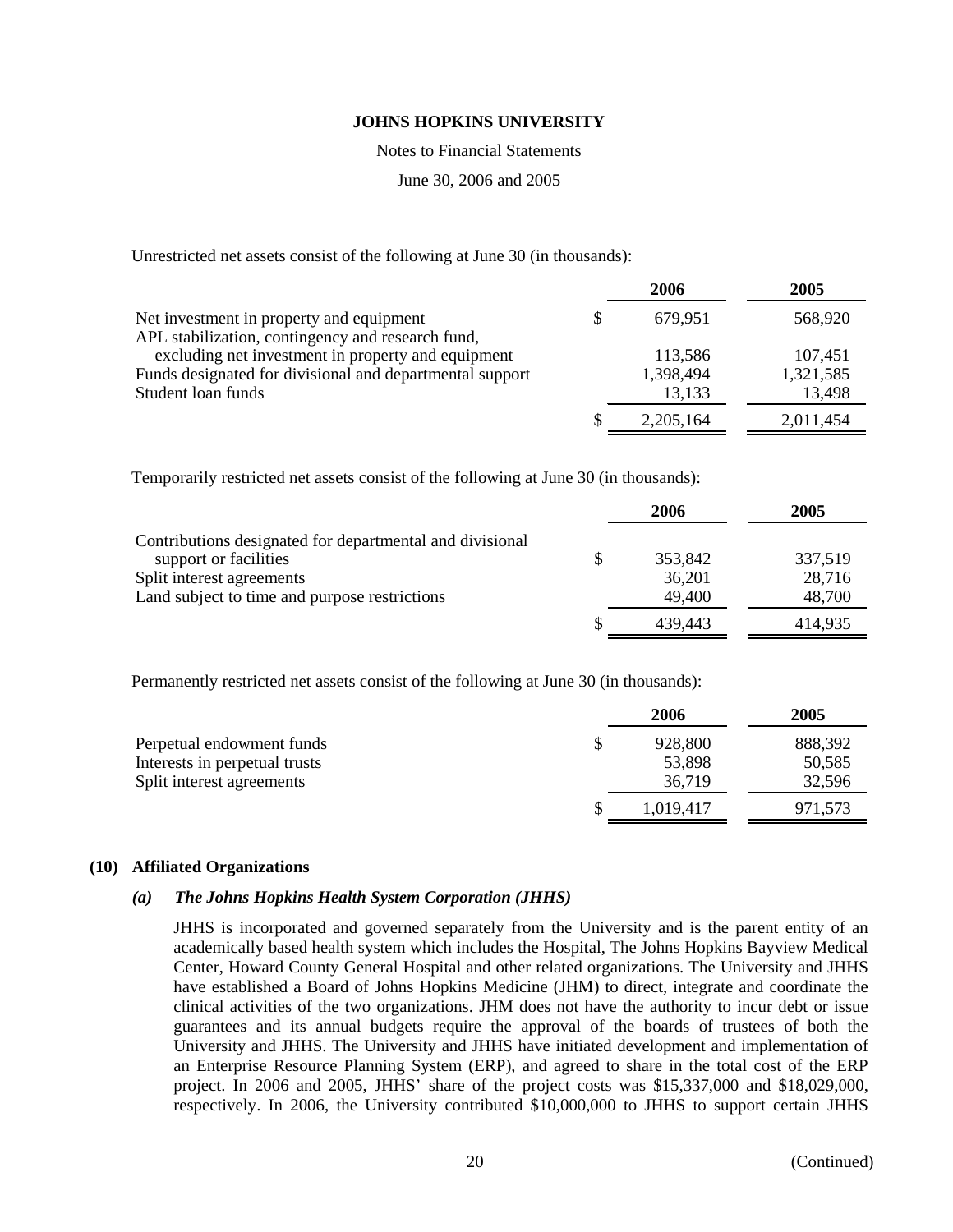Unrestricted net assets consist of the following at June 30 (in thousands):

| | 2006 | 2005 |
|---|---|---|
| Net investment in property and equipment | $ 679,951 | 568,920 |
| APL stabilization, contingency and research fund, excluding net investment in property and equipment | 113,586 | 107,451 |
| Funds designated for divisional and departmental support | 1,398,494 | 1,321,585 |
| Student loan funds | 13,133 | 13,498 |
| | $ 2,205,164 | 2,011,454 |

Temporarily restricted net assets consist of the following at June 30 (in thousands):

| | 2006 | 2005 |
|---|---|---|
| Contributions designated for departmental and divisional support or facilities | $ 353,842 | 337,519 |
| Split interest agreements | 36,201 | 28,716 |
| Land subject to time and purpose restrictions | 49,400 | 48,700 |
| | $ 439,443 | 414,935 |

Permanently restricted net assets consist of the following at June 30 (in thousands):

| | 2006 | 2005 |
|---|---|---|
| Perpetual endowment funds | $ 928,800 | 888,392 |
| Interests in perpetual trusts | 53,898 | 50,585 |
| Split interest agreements | 36,719 | 32,596 |
| | $ 1,019,417 | 971,573 |

## (10) Affiliated Organizations

### *(a) The Johns Hopkins Health System Corporation (JHHS)*

JHHS is incorporated and governed separately from the University and is the parent entity of an academically based health system which includes the Hospital, The Johns Hopkins Bayview Medical Center, Howard County General Hospital and other related organizations. The University and JHHS have established a Board of Johns Hopkins Medicine (JHM) to direct, integrate and coordinate the clinical activities of the two organizations. JHM does not have the authority to incur debt or issue guarantees and its annual budgets require the approval of the boards of trustees of both the University and JHHS. The University and JHHS have initiated development and implementation of an Enterprise Resource Planning System (ERP), and agreed to share in the total cost of the ERP project. In 2006 and 2005, JHHS' share of the project costs was $15,337,000 and $18,029,000, respectively. In 2006, the University contributed $10,000,000 to JHHS to support certain JHHS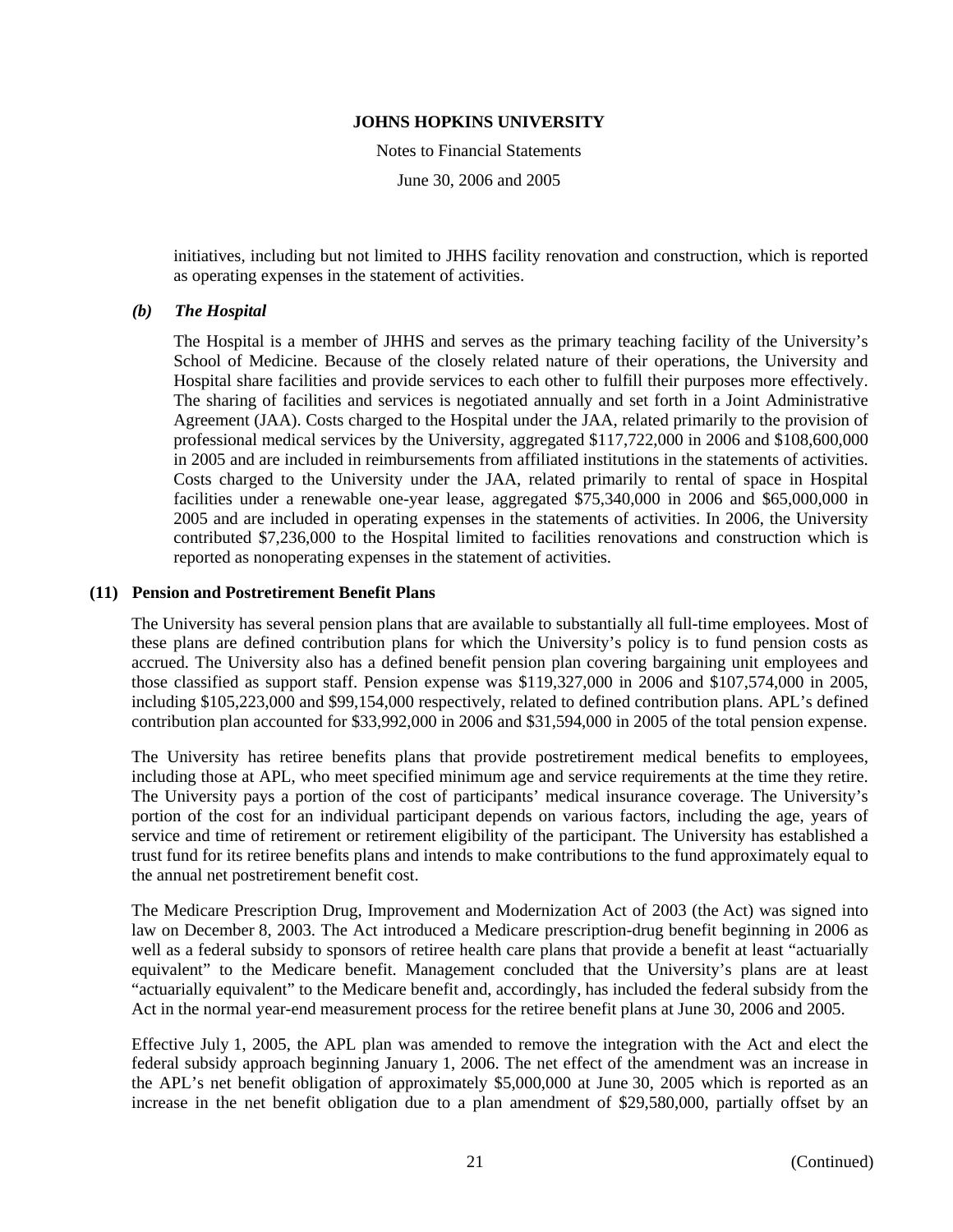initiatives, including but not limited to JHHS facility renovation and construction, which is reported as operating expenses in the statement of activities.

***(b) The Hospital***

The Hospital is a member of JHHS and serves as the primary teaching facility of the University's School of Medicine. Because of the closely related nature of their operations, the University and Hospital share facilities and provide services to each other to fulfill their purposes more effectively. The sharing of facilities and services is negotiated annually and set forth in a Joint Administrative Agreement (JAA). Costs charged to the Hospital under the JAA, related primarily to the provision of professional medical services by the University, aggregated $117,722,000 in 2006 and $108,600,000 in 2005 and are included in reimbursements from affiliated institutions in the statements of activities. Costs charged to the University under the JAA, related primarily to rental of space in Hospital facilities under a renewable one-year lease, aggregated $75,340,000 in 2006 and $65,000,000 in 2005 and are included in operating expenses in the statements of activities. In 2006, the University contributed $7,236,000 to the Hospital limited to facilities renovations and construction which is reported as nonoperating expenses in the statement of activities.

## (11) Pension and Postretirement Benefit Plans

The University has several pension plans that are available to substantially all full-time employees. Most of these plans are defined contribution plans for which the University's policy is to fund pension costs as accrued. The University also has a defined benefit pension plan covering bargaining unit employees and those classified as support staff. Pension expense was $119,327,000 in 2006 and $107,574,000 in 2005, including $105,223,000 and $99,154,000 respectively, related to defined contribution plans. APL's defined contribution plan accounted for $33,992,000 in 2006 and $31,594,000 in 2005 of the total pension expense.

The University has retiree benefits plans that provide postretirement medical benefits to employees, including those at APL, who meet specified minimum age and service requirements at the time they retire. The University pays a portion of the cost of participants' medical insurance coverage. The University's portion of the cost for an individual participant depends on various factors, including the age, years of service and time of retirement or retirement eligibility of the participant. The University has established a trust fund for its retiree benefits plans and intends to make contributions to the fund approximately equal to the annual net postretirement benefit cost.

The Medicare Prescription Drug, Improvement and Modernization Act of 2003 (the Act) was signed into law on December 8, 2003. The Act introduced a Medicare prescription-drug benefit beginning in 2006 as well as a federal subsidy to sponsors of retiree health care plans that provide a benefit at least "actuarially equivalent" to the Medicare benefit. Management concluded that the University's plans are at least "actuarially equivalent" to the Medicare benefit and, accordingly, has included the federal subsidy from the Act in the normal year-end measurement process for the retiree benefit plans at June 30, 2006 and 2005.

Effective July 1, 2005, the APL plan was amended to remove the integration with the Act and elect the federal subsidy approach beginning January 1, 2006. The net effect of the amendment was an increase in the APL's net benefit obligation of approximately $5,000,000 at June 30, 2005 which is reported as an increase in the net benefit obligation due to a plan amendment of $29,580,000, partially offset by an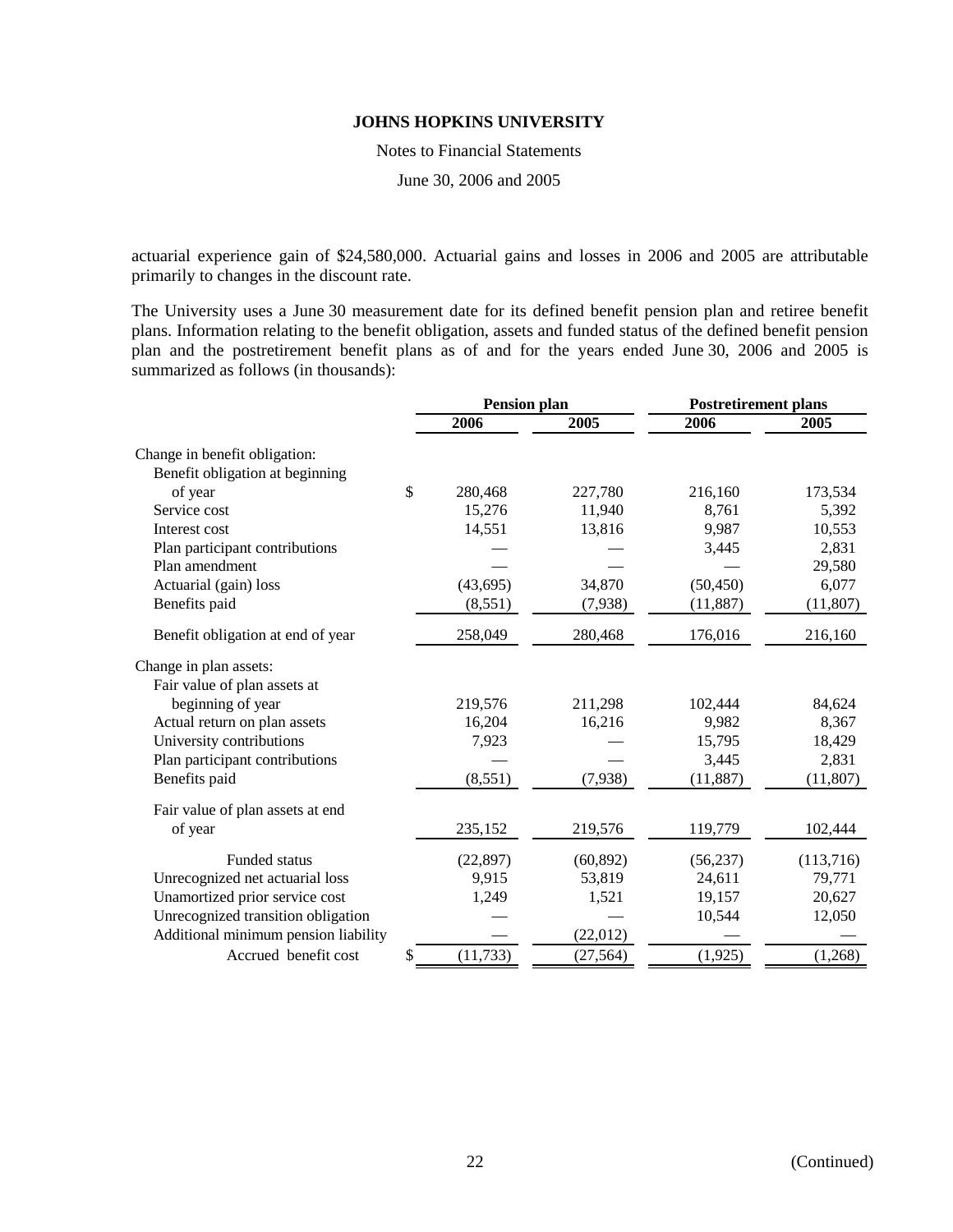actuarial experience gain of $24,580,000. Actuarial gains and losses in 2006 and 2005 are attributable primarily to changes in the discount rate.

The University uses a June 30 measurement date for its defined benefit pension plan and retiree benefit plans. Information relating to the benefit obligation, assets and funded status of the defined benefit pension plan and the postretirement benefit plans as of and for the years ended June 30, 2006 and 2005 is summarized as follows (in thousands):

| | Pension plan | | Postretirement plans | |
|---|---|---|---|---|
| | 2006 | 2005 | 2006 | 2005 |
| Change in benefit obligation: | | | | |
| Benefit obligation at beginning of year | $ 280,468 | 227,780 | 216,160 | 173,534 |
| Service cost | 15,276 | 11,940 | 8,761 | 5,392 |
| Interest cost | 14,551 | 13,816 | 9,987 | 10,553 |
| Plan participant contributions | — | — | 3,445 | 2,831 |
| Plan amendment | — | — | — | 29,580 |
| Actuarial (gain) loss | (43,695) | 34,870 | (50,450) | 6,077 |
| Benefits paid | (8,551) | (7,938) | (11,887) | (11,807) |
| Benefit obligation at end of year | 258,049 | 280,468 | 176,016 | 216,160 |
| Change in plan assets: | | | | |
| Fair value of plan assets at beginning of year | 219,576 | 211,298 | 102,444 | 84,624 |
| Actual return on plan assets | 16,204 | 16,216 | 9,982 | 8,367 |
| University contributions | 7,923 | — | 15,795 | 18,429 |
| Plan participant contributions | — | — | 3,445 | 2,831 |
| Benefits paid | (8,551) | (7,938) | (11,887) | (11,807) |
| Fair value of plan assets at end of year | 235,152 | 219,576 | 119,779 | 102,444 |
| Funded status | (22,897) | (60,892) | (56,237) | (113,716) |
| Unrecognized net actuarial loss | 9,915 | 53,819 | 24,611 | 79,771 |
| Unamortized prior service cost | 1,249 | 1,521 | 19,157 | 20,627 |
| Unrecognized transition obligation | — | — | 10,544 | 12,050 |
| Additional minimum pension liability | — | (22,012) | — | — |
| Accrued benefit cost | $ (11,733) | (27,564) | (1,925) | (1,268) |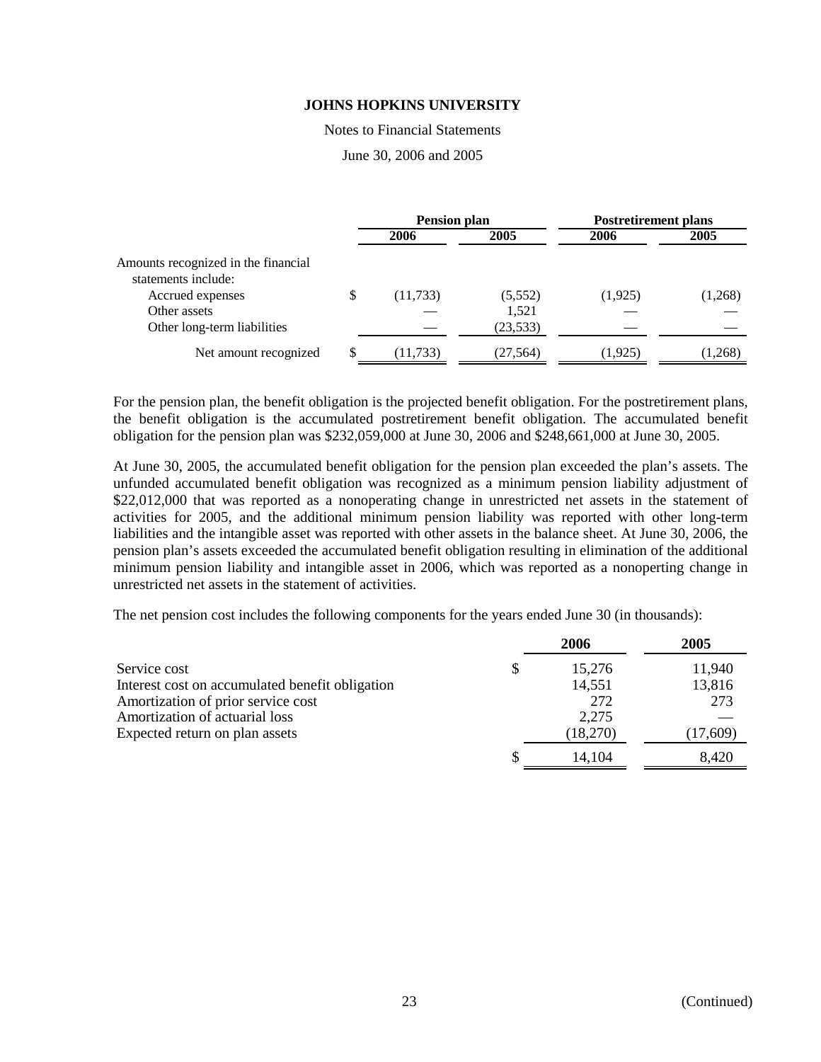**JOHNS HOPKINS UNIVERSITY**

Notes to Financial Statements

June 30, 2006 and 2005

| | Pension plan | | Postretirement plans | |
|---|---|---|---|---|
| | 2006 | 2005 | 2006 | 2005 |
| Amounts recognized in the financial statements include: | | | | |
| Accrued expenses | $ (11,733) | (5,552) | (1,925) | (1,268) |
| Other assets | — | 1,521 | — | — |
| Other long-term liabilities | — | (23,533) | — | — |
| Net amount recognized | $ (11,733) | (27,564) | (1,925) | (1,268) |

For the pension plan, the benefit obligation is the projected benefit obligation. For the postretirement plans, the benefit obligation is the accumulated postretirement benefit obligation. The accumulated benefit obligation for the pension plan was $232,059,000 at June 30, 2006 and $248,661,000 at June 30, 2005.

At June 30, 2005, the accumulated benefit obligation for the pension plan exceeded the plan's assets. The unfunded accumulated benefit obligation was recognized as a minimum pension liability adjustment of $22,012,000 that was reported as a nonoperating change in unrestricted net assets in the statement of activities for 2005, and the additional minimum pension liability was reported with other long-term liabilities and the intangible asset was reported with other assets in the balance sheet. At June 30, 2006, the pension plan's assets exceeded the accumulated benefit obligation resulting in elimination of the additional minimum pension liability and intangible asset in 2006, which was reported as a nonoperting change in unrestricted net assets in the statement of activities.

The net pension cost includes the following components for the years ended June 30 (in thousands):

| | 2006 | 2005 |
|---|---|---|
| Service cost | $ 15,276 | 11,940 |
| Interest cost on accumulated benefit obligation | 14,551 | 13,816 |
| Amortization of prior service cost | 272 | 273 |
| Amortization of actuarial loss | 2,275 | — |
| Expected return on plan assets | (18,270) | (17,609) |
| | $ 14,104 | 8,420 |

(Continued)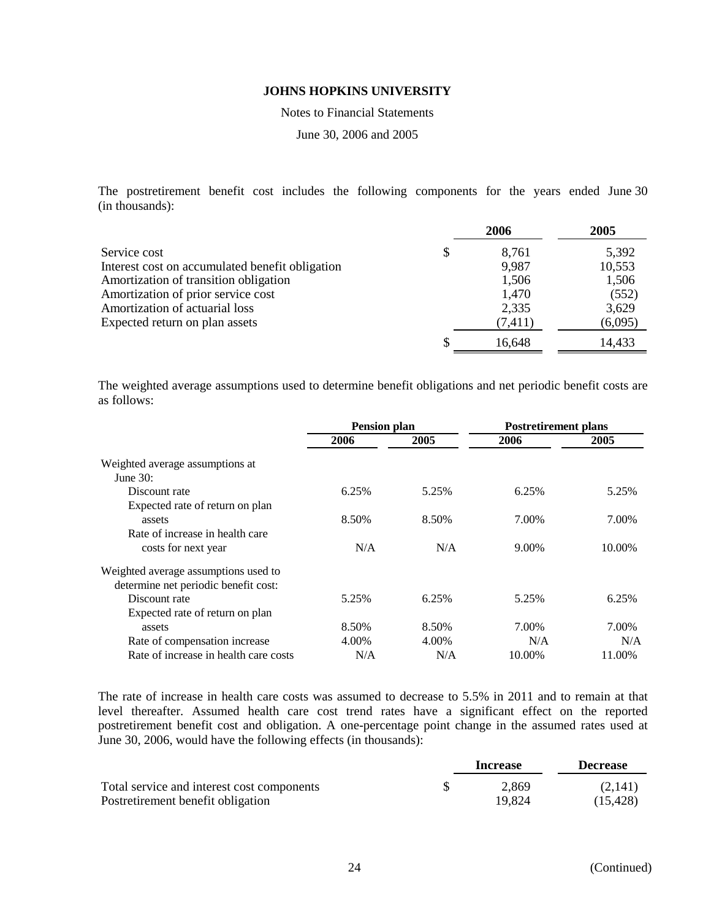**JOHNS HOPKINS UNIVERSITY**

Notes to Financial Statements

June 30, 2006 and 2005

The postretirement benefit cost includes the following components for the years ended June 30 (in thousands):

| | 2006 | 2005 |
|---|---|---|
| Service cost | $ 8,761 | 5,392 |
| Interest cost on accumulated benefit obligation | 9,987 | 10,553 |
| Amortization of transition obligation | 1,506 | 1,506 |
| Amortization of prior service cost | 1,470 | (552) |
| Amortization of actuarial loss | 2,335 | 3,629 |
| Expected return on plan assets | (7,411) | (6,095) |
| | $ 16,648 | 14,433 |

The weighted average assumptions used to determine benefit obligations and net periodic benefit costs are as follows:

| | Pension plan | | Postretirement plans | |
|---|---|---|---|---|
| | 2006 | 2005 | 2006 | 2005 |
| Weighted average assumptions at June 30: | | | | |
| Discount rate | 6.25% | 5.25% | 6.25% | 5.25% |
| Expected rate of return on plan assets | 8.50% | 8.50% | 7.00% | 7.00% |
| Rate of increase in health care costs for next year | N/A | N/A | 9.00% | 10.00% |
| Weighted average assumptions used to determine net periodic benefit cost: | | | | |
| Discount rate | 5.25% | 6.25% | 5.25% | 6.25% |
| Expected rate of return on plan assets | 8.50% | 8.50% | 7.00% | 7.00% |
| Rate of compensation increase | 4.00% | 4.00% | N/A | N/A |
| Rate of increase in health care costs | N/A | N/A | 10.00% | 11.00% |

The rate of increase in health care costs was assumed to decrease to 5.5% in 2011 and to remain at that level thereafter. Assumed health care cost trend rates have a significant effect on the reported postretirement benefit cost and obligation. A one-percentage point change in the assumed rates used at June 30, 2006, would have the following effects (in thousands):

| | Increase | Decrease |
|---|---|---|
| Total service and interest cost components | $ 2,869 | (2,141) |
| Postretirement benefit obligation | 19,824 | (15,428) |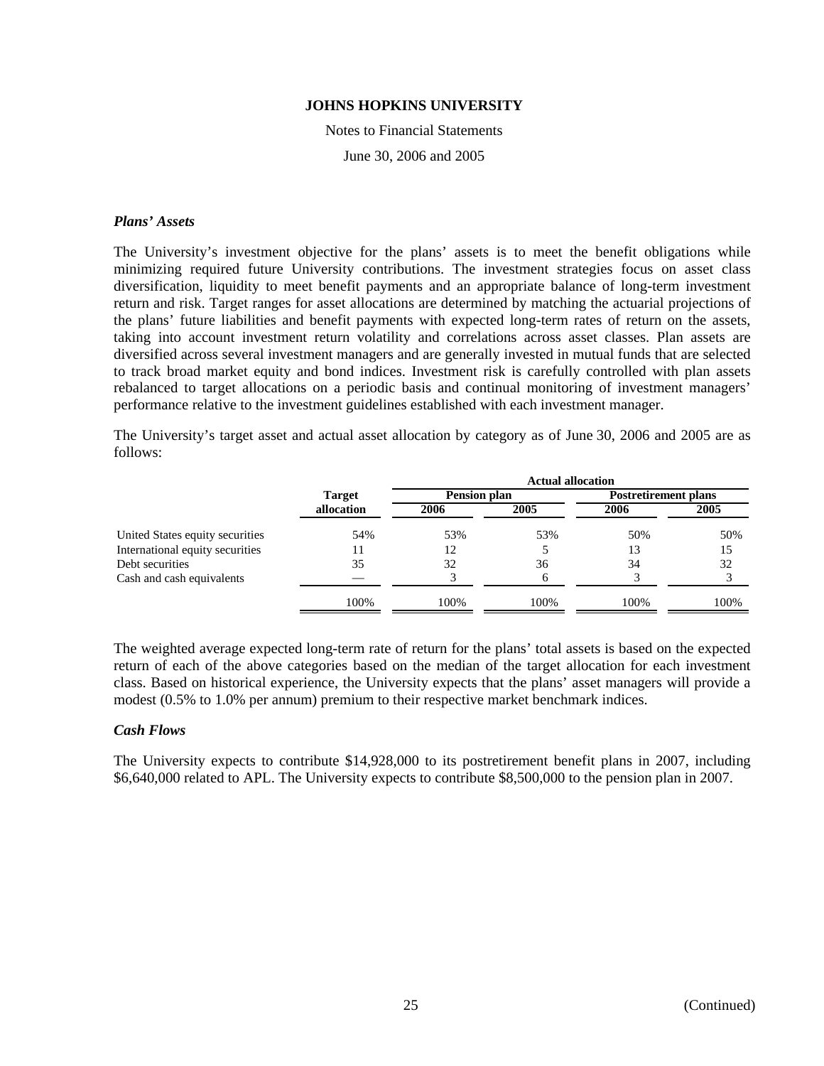### *Plans' Assets*

The University's investment objective for the plans' assets is to meet the benefit obligations while minimizing required future University contributions. The investment strategies focus on asset class diversification, liquidity to meet benefit payments and an appropriate balance of long-term investment return and risk. Target ranges for asset allocations are determined by matching the actuarial projections of the plans' future liabilities and benefit payments with expected long-term rates of return on the assets, taking into account investment return volatility and correlations across asset classes. Plan assets are diversified across several investment managers and are generally invested in mutual funds that are selected to track broad market equity and bond indices. Investment risk is carefully controlled with plan assets rebalanced to target allocations on a periodic basis and continual monitoring of investment managers' performance relative to the investment guidelines established with each investment manager.

The University's target asset and actual asset allocation by category as of June 30, 2006 and 2005 are as follows:

| | Target allocation | Actual allocation | | | |
|---|---|---|---|---|---|
| | | Pension plan | | Postretirement plans | |
| | | 2006 | 2005 | 2006 | 2005 |
| United States equity securities | 54% | 53% | 53% | 50% | 50% |
| International equity securities | 11 | 12 | 5 | 13 | 15 |
| Debt securities | 35 | 32 | 36 | 34 | 32 |
| Cash and cash equivalents | — | 3 | 6 | 3 | 3 |
| | 100% | 100% | 100% | 100% | 100% |

The weighted average expected long-term rate of return for the plans' total assets is based on the expected return of each of the above categories based on the median of the target allocation for each investment class. Based on historical experience, the University expects that the plans' asset managers will provide a modest (0.5% to 1.0% per annum) premium to their respective market benchmark indices.

### *Cash Flows*

The University expects to contribute $14,928,000 to its postretirement benefit plans in 2007, including $6,640,000 related to APL. The University expects to contribute $8,500,000 to the pension plan in 2007.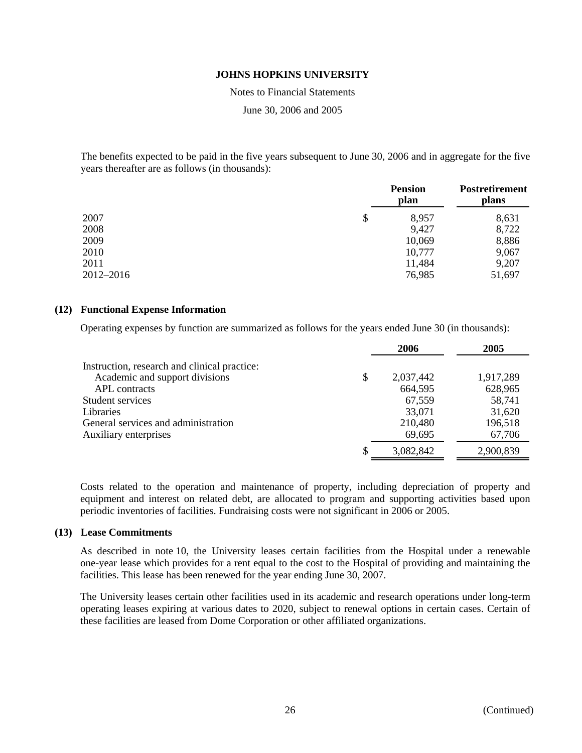The benefits expected to be paid in the five years subsequent to June 30, 2006 and in aggregate for the five years thereafter are as follows (in thousands):

| | Pension plan | Postretirement plans |
|---|---|---|
| 2007 | $ 8,957 | 8,631 |
| 2008 | 9,427 | 8,722 |
| 2009 | 10,069 | 8,886 |
| 2010 | 10,777 | 9,067 |
| 2011 | 11,484 | 9,207 |
| 2012–2016 | 76,985 | 51,697 |

## (12) Functional Expense Information

Operating expenses by function are summarized as follows for the years ended June 30 (in thousands):

| | 2006 | 2005 |
|---|---|---|
| Instruction, research and clinical practice: | | |
| Academic and support divisions | $ 2,037,442 | 1,917,289 |
| APL contracts | 664,595 | 628,965 |
| Student services | 67,559 | 58,741 |
| Libraries | 33,071 | 31,620 |
| General services and administration | 210,480 | 196,518 |
| Auxiliary enterprises | 69,695 | 67,706 |
| | $ 3,082,842 | 2,900,839 |

Costs related to the operation and maintenance of property, including depreciation of property and equipment and interest on related debt, are allocated to program and supporting activities based upon periodic inventories of facilities. Fundraising costs were not significant in 2006 or 2005.

## (13) Lease Commitments

As described in note 10, the University leases certain facilities from the Hospital under a renewable one-year lease which provides for a rent equal to the cost to the Hospital of providing and maintaining the facilities. This lease has been renewed for the year ending June 30, 2007.

The University leases certain other facilities used in its academic and research operations under long-term operating leases expiring at various dates to 2020, subject to renewal options in certain cases. Certain of these facilities are leased from Dome Corporation or other affiliated organizations.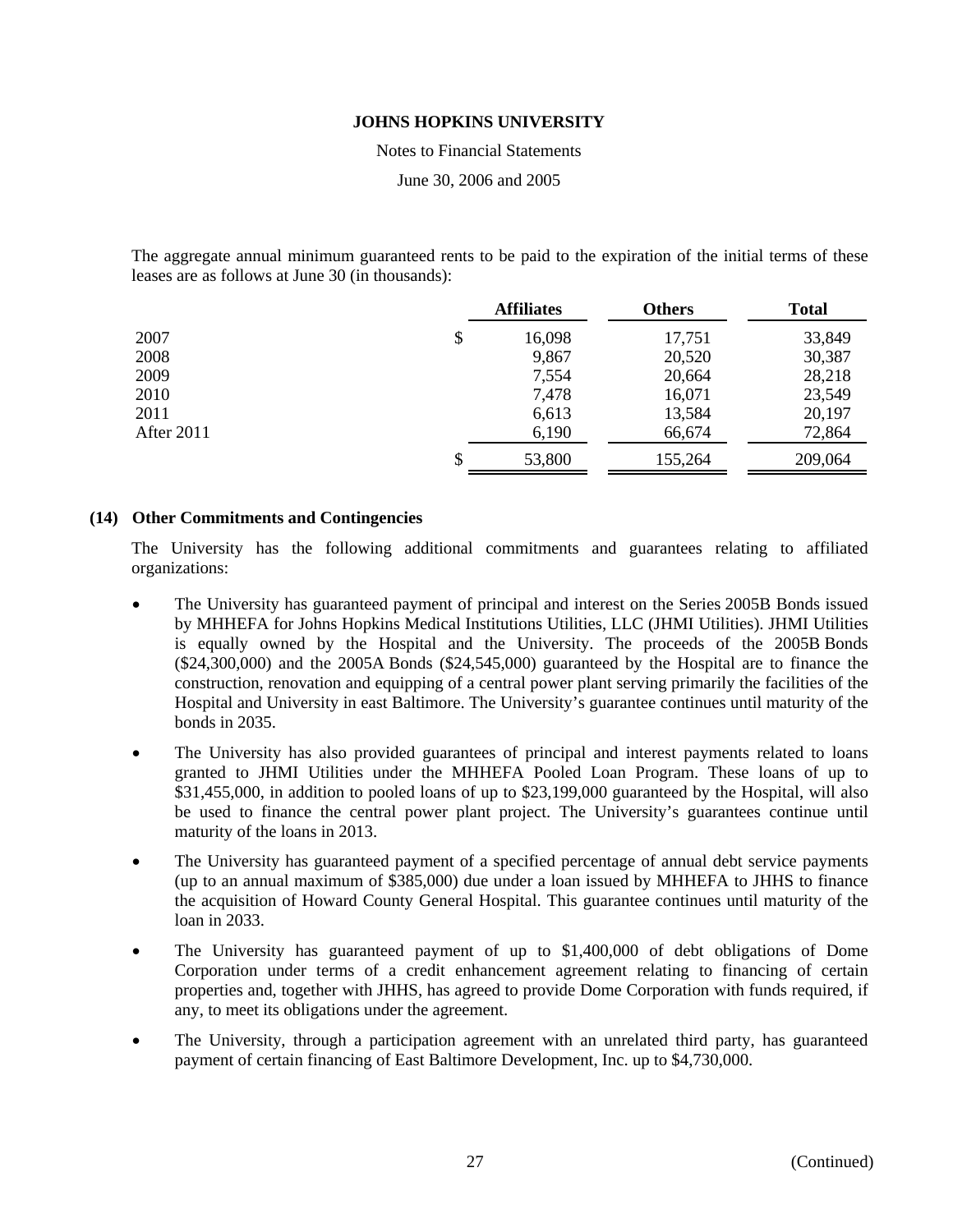The aggregate annual minimum guaranteed rents to be paid to the expiration of the initial terms of these leases are as follows at June 30 (in thousands):

| | Affiliates | Others | Total |
|---|---|---|---|
| 2007 | $ 16,098 | 17,751 | 33,849 |
| 2008 | 9,867 | 20,520 | 30,387 |
| 2009 | 7,554 | 20,664 | 28,218 |
| 2010 | 7,478 | 16,071 | 23,549 |
| 2011 | 6,613 | 13,584 | 20,197 |
| After 2011 | 6,190 | 66,674 | 72,864 |
| | $ 53,800 | 155,264 | 209,064 |

## (14) Other Commitments and Contingencies

The University has the following additional commitments and guarantees relating to affiliated organizations:

- The University has guaranteed payment of principal and interest on the Series 2005B Bonds issued by MHHEFA for Johns Hopkins Medical Institutions Utilities, LLC (JHMI Utilities). JHMI Utilities is equally owned by the Hospital and the University. The proceeds of the 2005B Bonds ($24,300,000) and the 2005A Bonds ($24,545,000) guaranteed by the Hospital are to finance the construction, renovation and equipping of a central power plant serving primarily the facilities of the Hospital and University in east Baltimore. The University's guarantee continues until maturity of the bonds in 2035.
- The University has also provided guarantees of principal and interest payments related to loans granted to JHMI Utilities under the MHHEFA Pooled Loan Program. These loans of up to $31,455,000, in addition to pooled loans of up to $23,199,000 guaranteed by the Hospital, will also be used to finance the central power plant project. The University's guarantees continue until maturity of the loans in 2013.
- The University has guaranteed payment of a specified percentage of annual debt service payments (up to an annual maximum of $385,000) due under a loan issued by MHHEFA to JHHS to finance the acquisition of Howard County General Hospital. This guarantee continues until maturity of the loan in 2033.
- The University has guaranteed payment of up to $1,400,000 of debt obligations of Dome Corporation under terms of a credit enhancement agreement relating to financing of certain properties and, together with JHHS, has agreed to provide Dome Corporation with funds required, if any, to meet its obligations under the agreement.
- The University, through a participation agreement with an unrelated third party, has guaranteed payment of certain financing of East Baltimore Development, Inc. up to $4,730,000.

(Continued)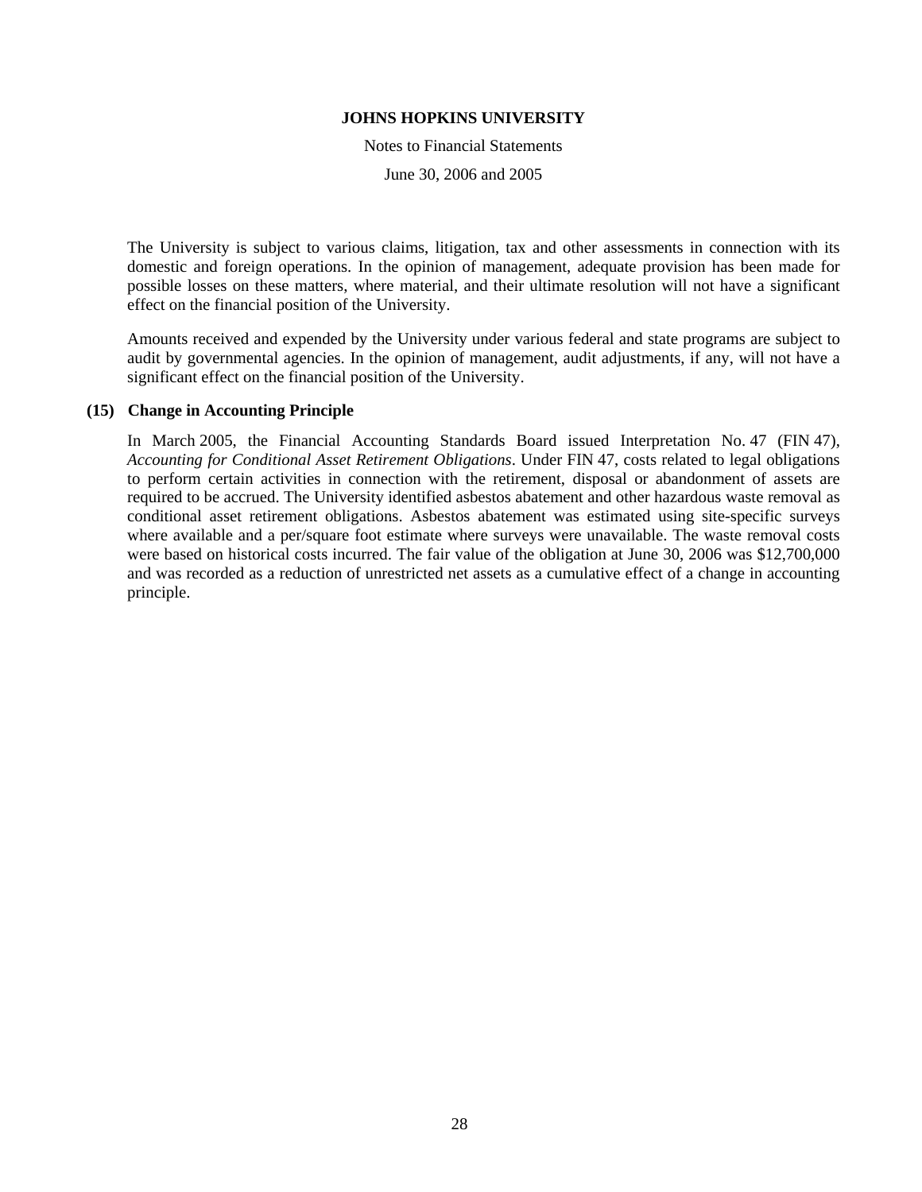The University is subject to various claims, litigation, tax and other assessments in connection with its domestic and foreign operations. In the opinion of management, adequate provision has been made for possible losses on these matters, where material, and their ultimate resolution will not have a significant effect on the financial position of the University.

Amounts received and expended by the University under various federal and state programs are subject to audit by governmental agencies. In the opinion of management, audit adjustments, if any, will not have a significant effect on the financial position of the University.

### (15) Change in Accounting Principle

In March 2005, the Financial Accounting Standards Board issued Interpretation No. 47 (FIN 47), *Accounting for Conditional Asset Retirement Obligations*. Under FIN 47, costs related to legal obligations to perform certain activities in connection with the retirement, disposal or abandonment of assets are required to be accrued. The University identified asbestos abatement and other hazardous waste removal as conditional asset retirement obligations. Asbestos abatement was estimated using site-specific surveys where available and a per/square foot estimate where surveys were unavailable. The waste removal costs were based on historical costs incurred. The fair value of the obligation at June 30, 2006 was $12,700,000 and was recorded as a reduction of unrestricted net assets as a cumulative effect of a change in accounting principle.